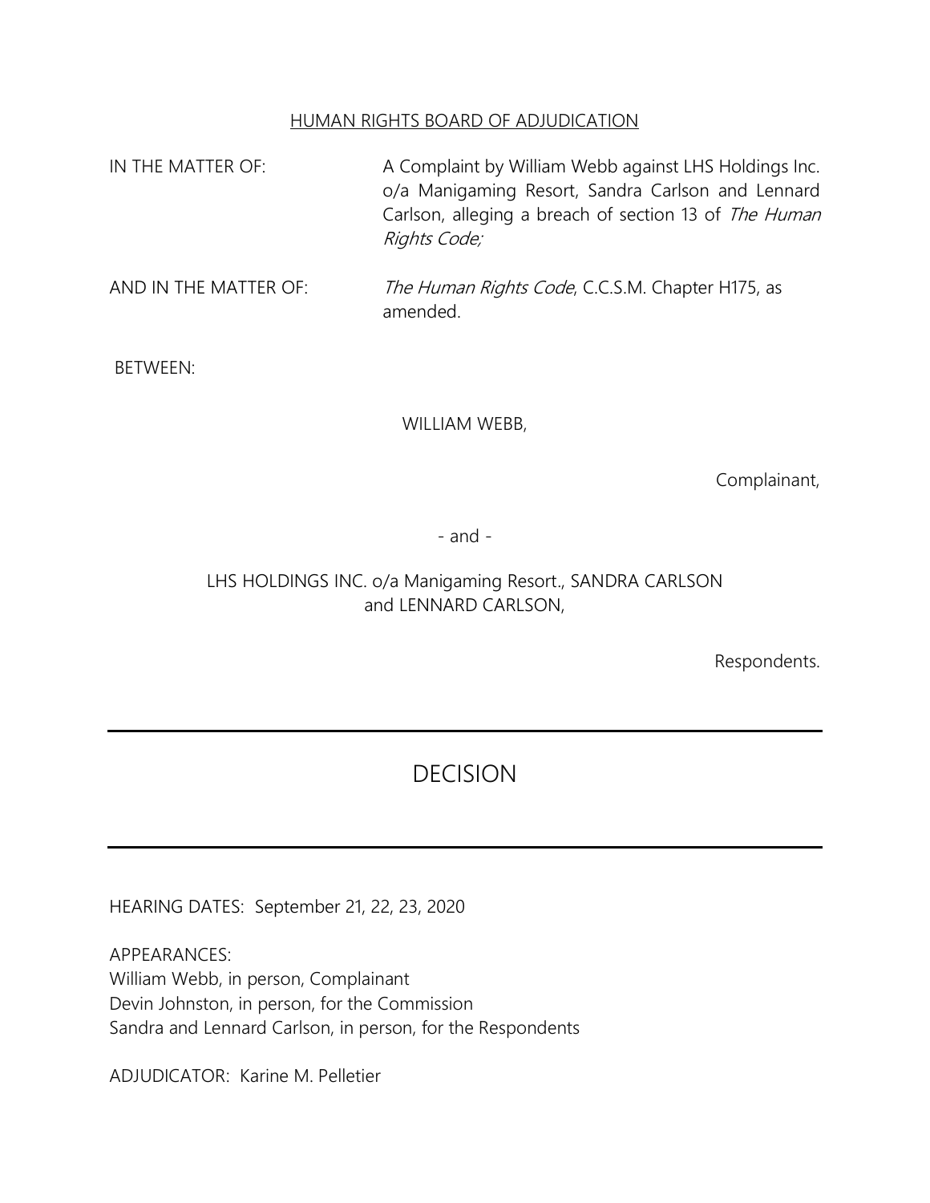HUMAN RIGHTS BOARD OF ADJUDICATION

| | |
|---|---|
| IN THE MATTER OF: | A Complaint by William Webb against LHS Holdings Inc. o/a Manigaming Resort, Sandra Carlson and Lennard Carlson, alleging a breach of section 13 of *The Human Rights Code;* |
| AND IN THE MATTER OF: | *The Human Rights Code*, C.C.S.M. Chapter H175, as amended. |

BETWEEN:

WILLIAM WEBB,

Complainant,

\- and -

LHS HOLDINGS INC. o/a Manigaming Resort., SANDRA CARLSON and LENNARD CARLSON,

Respondents.

---

# DECISION

---

HEARING DATES: September 21, 22, 23, 2020

APPEARANCES:
William Webb, in person, Complainant
Devin Johnston, in person, for the Commission
Sandra and Lennard Carlson, in person, for the Respondents

ADJUDICATOR: Karine M. Pelletier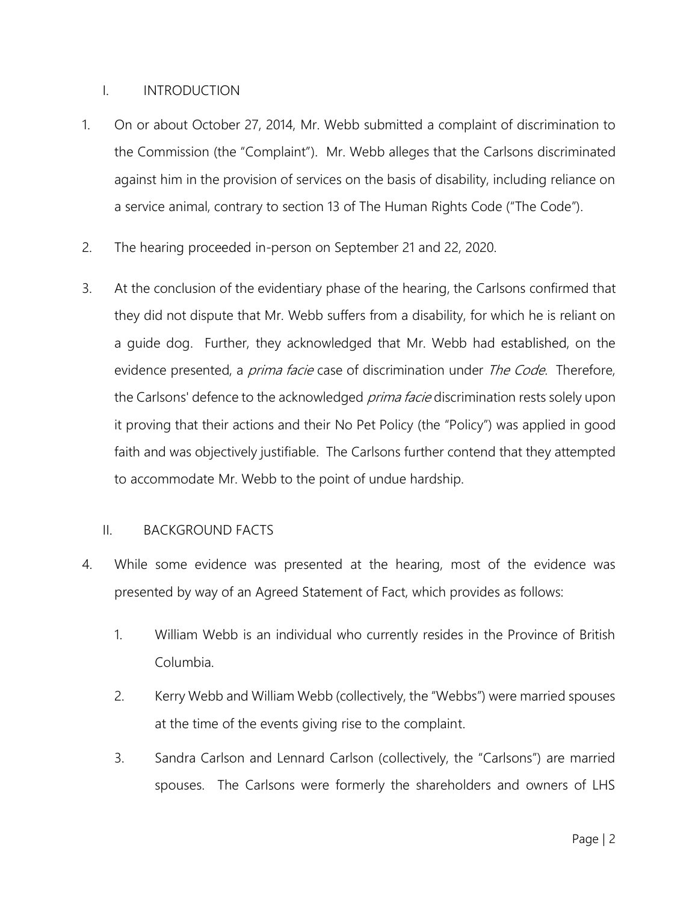## I. INTRODUCTION

1. On or about October 27, 2014, Mr. Webb submitted a complaint of discrimination to the Commission (the "Complaint"). Mr. Webb alleges that the Carlsons discriminated against him in the provision of services on the basis of disability, including reliance on a service animal, contrary to section 13 of The Human Rights Code ("The Code").

2. The hearing proceeded in-person on September 21 and 22, 2020.

3. At the conclusion of the evidentiary phase of the hearing, the Carlsons confirmed that they did not dispute that Mr. Webb suffers from a disability, for which he is reliant on a guide dog. Further, they acknowledged that Mr. Webb had established, on the evidence presented, a *prima facie* case of discrimination under *The Code*. Therefore, the Carlsons' defence to the acknowledged *prima facie* discrimination rests solely upon it proving that their actions and their No Pet Policy (the "Policy") was applied in good faith and was objectively justifiable. The Carlsons further contend that they attempted to accommodate Mr. Webb to the point of undue hardship.

## II. BACKGROUND FACTS

4. While some evidence was presented at the hearing, most of the evidence was presented by way of an Agreed Statement of Fact, which provides as follows:

   1. William Webb is an individual who currently resides in the Province of British Columbia.

   2. Kerry Webb and William Webb (collectively, the "Webbs") were married spouses at the time of the events giving rise to the complaint.

   3. Sandra Carlson and Lennard Carlson (collectively, the "Carlsons") are married spouses. The Carlsons were formerly the shareholders and owners of LHS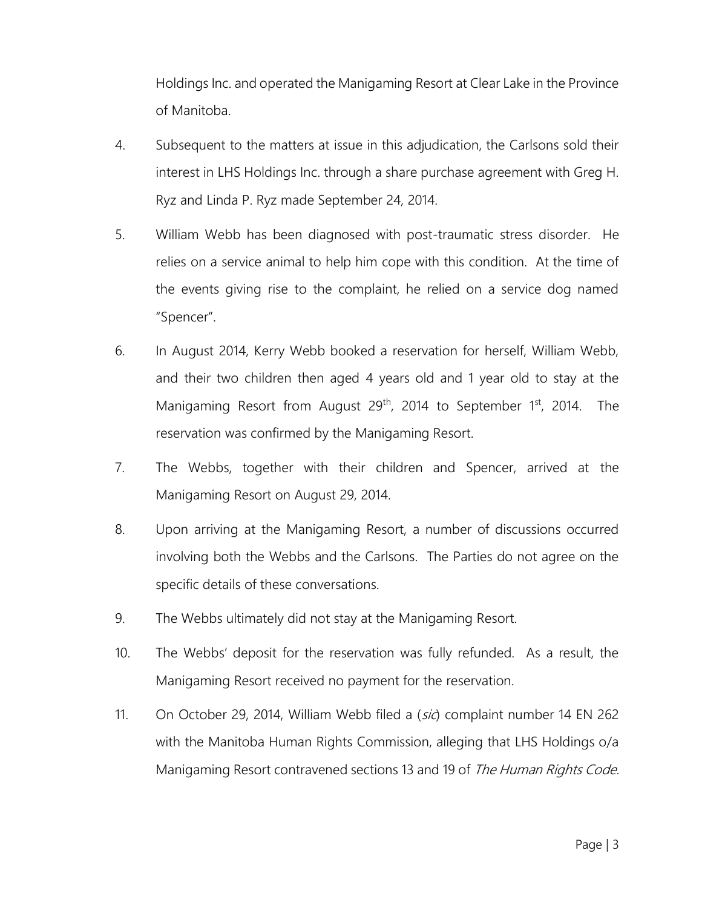Holdings Inc. and operated the Manigaming Resort at Clear Lake in the Province of Manitoba.

4. Subsequent to the matters at issue in this adjudication, the Carlsons sold their interest in LHS Holdings Inc. through a share purchase agreement with Greg H. Ryz and Linda P. Ryz made September 24, 2014.

5. William Webb has been diagnosed with post-traumatic stress disorder. He relies on a service animal to help him cope with this condition. At the time of the events giving rise to the complaint, he relied on a service dog named "Spencer".

6. In August 2014, Kerry Webb booked a reservation for herself, William Webb, and their two children then aged 4 years old and 1 year old to stay at the Manigaming Resort from August 29th, 2014 to September 1st, 2014. The reservation was confirmed by the Manigaming Resort.

7. The Webbs, together with their children and Spencer, arrived at the Manigaming Resort on August 29, 2014.

8. Upon arriving at the Manigaming Resort, a number of discussions occurred involving both the Webbs and the Carlsons. The Parties do not agree on the specific details of these conversations.

9. The Webbs ultimately did not stay at the Manigaming Resort.

10. The Webbs' deposit for the reservation was fully refunded. As a result, the Manigaming Resort received no payment for the reservation.

11. On October 29, 2014, William Webb filed a (*sic*) complaint number 14 EN 262 with the Manitoba Human Rights Commission, alleging that LHS Holdings o/a Manigaming Resort contravened sections 13 and 19 of *The Human Rights Code*.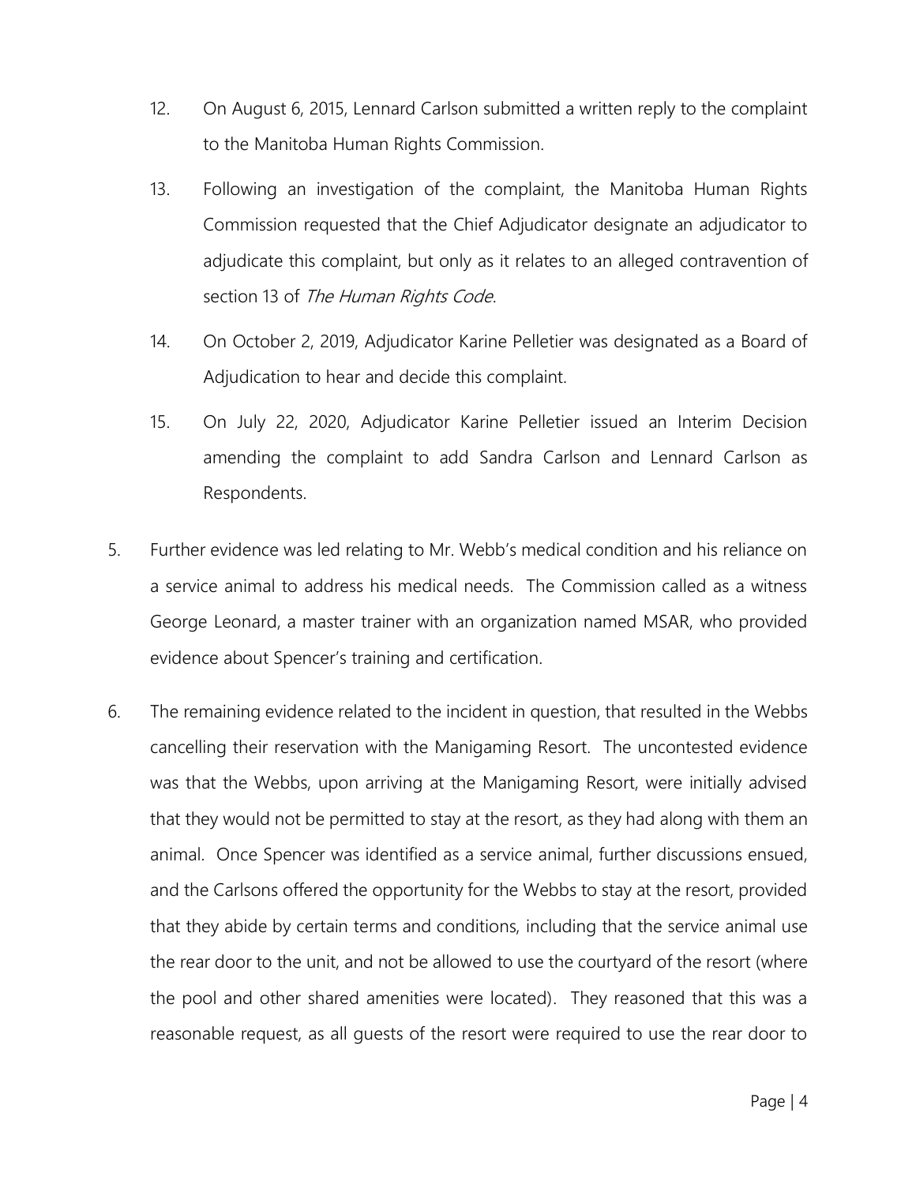12. On August 6, 2015, Lennard Carlson submitted a written reply to the complaint to the Manitoba Human Rights Commission.

13. Following an investigation of the complaint, the Manitoba Human Rights Commission requested that the Chief Adjudicator designate an adjudicator to adjudicate this complaint, but only as it relates to an alleged contravention of section 13 of *The Human Rights Code*.

14. On October 2, 2019, Adjudicator Karine Pelletier was designated as a Board of Adjudication to hear and decide this complaint.

15. On July 22, 2020, Adjudicator Karine Pelletier issued an Interim Decision amending the complaint to add Sandra Carlson and Lennard Carlson as Respondents.

5. Further evidence was led relating to Mr. Webb's medical condition and his reliance on a service animal to address his medical needs. The Commission called as a witness George Leonard, a master trainer with an organization named MSAR, who provided evidence about Spencer's training and certification.

6. The remaining evidence related to the incident in question, that resulted in the Webbs cancelling their reservation with the Manigaming Resort. The uncontested evidence was that the Webbs, upon arriving at the Manigaming Resort, were initially advised that they would not be permitted to stay at the resort, as they had along with them an animal. Once Spencer was identified as a service animal, further discussions ensued, and the Carlsons offered the opportunity for the Webbs to stay at the resort, provided that they abide by certain terms and conditions, including that the service animal use the rear door to the unit, and not be allowed to use the courtyard of the resort (where the pool and other shared amenities were located). They reasoned that this was a reasonable request, as all guests of the resort were required to use the rear door to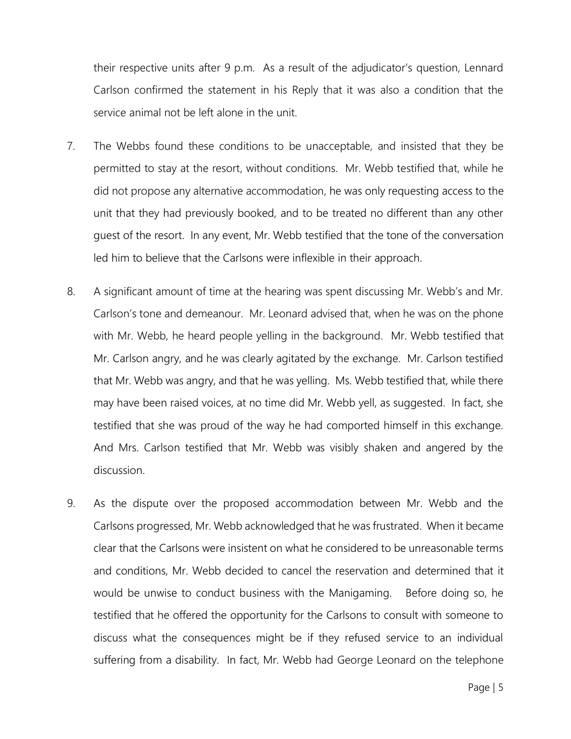their respective units after 9 p.m. As a result of the adjudicator's question, Lennard Carlson confirmed the statement in his Reply that it was also a condition that the service animal not be left alone in the unit.

7. The Webbs found these conditions to be unacceptable, and insisted that they be permitted to stay at the resort, without conditions. Mr. Webb testified that, while he did not propose any alternative accommodation, he was only requesting access to the unit that they had previously booked, and to be treated no different than any other guest of the resort. In any event, Mr. Webb testified that the tone of the conversation led him to believe that the Carlsons were inflexible in their approach.

8. A significant amount of time at the hearing was spent discussing Mr. Webb's and Mr. Carlson's tone and demeanour. Mr. Leonard advised that, when he was on the phone with Mr. Webb, he heard people yelling in the background. Mr. Webb testified that Mr. Carlson angry, and he was clearly agitated by the exchange. Mr. Carlson testified that Mr. Webb was angry, and that he was yelling. Ms. Webb testified that, while there may have been raised voices, at no time did Mr. Webb yell, as suggested. In fact, she testified that she was proud of the way he had comported himself in this exchange. And Mrs. Carlson testified that Mr. Webb was visibly shaken and angered by the discussion.

9. As the dispute over the proposed accommodation between Mr. Webb and the Carlsons progressed, Mr. Webb acknowledged that he was frustrated. When it became clear that the Carlsons were insistent on what he considered to be unreasonable terms and conditions, Mr. Webb decided to cancel the reservation and determined that it would be unwise to conduct business with the Manigaming. Before doing so, he testified that he offered the opportunity for the Carlsons to consult with someone to discuss what the consequences might be if they refused service to an individual suffering from a disability. In fact, Mr. Webb had George Leonard on the telephone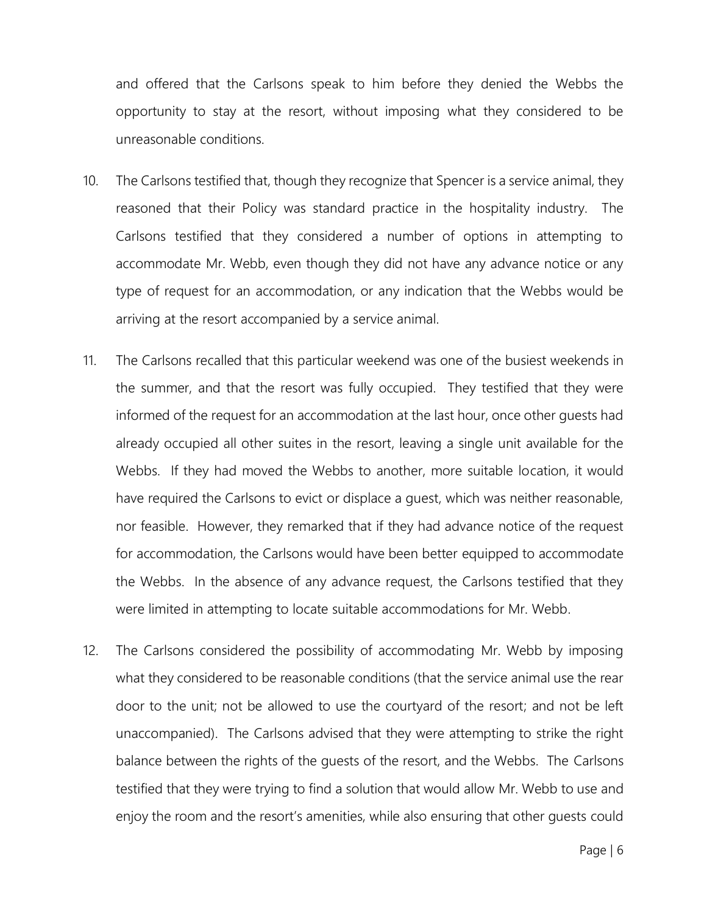and offered that the Carlsons speak to him before they denied the Webbs the opportunity to stay at the resort, without imposing what they considered to be unreasonable conditions.

10. The Carlsons testified that, though they recognize that Spencer is a service animal, they reasoned that their Policy was standard practice in the hospitality industry. The Carlsons testified that they considered a number of options in attempting to accommodate Mr. Webb, even though they did not have any advance notice or any type of request for an accommodation, or any indication that the Webbs would be arriving at the resort accompanied by a service animal.

11. The Carlsons recalled that this particular weekend was one of the busiest weekends in the summer, and that the resort was fully occupied. They testified that they were informed of the request for an accommodation at the last hour, once other guests had already occupied all other suites in the resort, leaving a single unit available for the Webbs. If they had moved the Webbs to another, more suitable location, it would have required the Carlsons to evict or displace a guest, which was neither reasonable, nor feasible. However, they remarked that if they had advance notice of the request for accommodation, the Carlsons would have been better equipped to accommodate the Webbs. In the absence of any advance request, the Carlsons testified that they were limited in attempting to locate suitable accommodations for Mr. Webb.

12. The Carlsons considered the possibility of accommodating Mr. Webb by imposing what they considered to be reasonable conditions (that the service animal use the rear door to the unit; not be allowed to use the courtyard of the resort; and not be left unaccompanied). The Carlsons advised that they were attempting to strike the right balance between the rights of the guests of the resort, and the Webbs. The Carlsons testified that they were trying to find a solution that would allow Mr. Webb to use and enjoy the room and the resort's amenities, while also ensuring that other guests could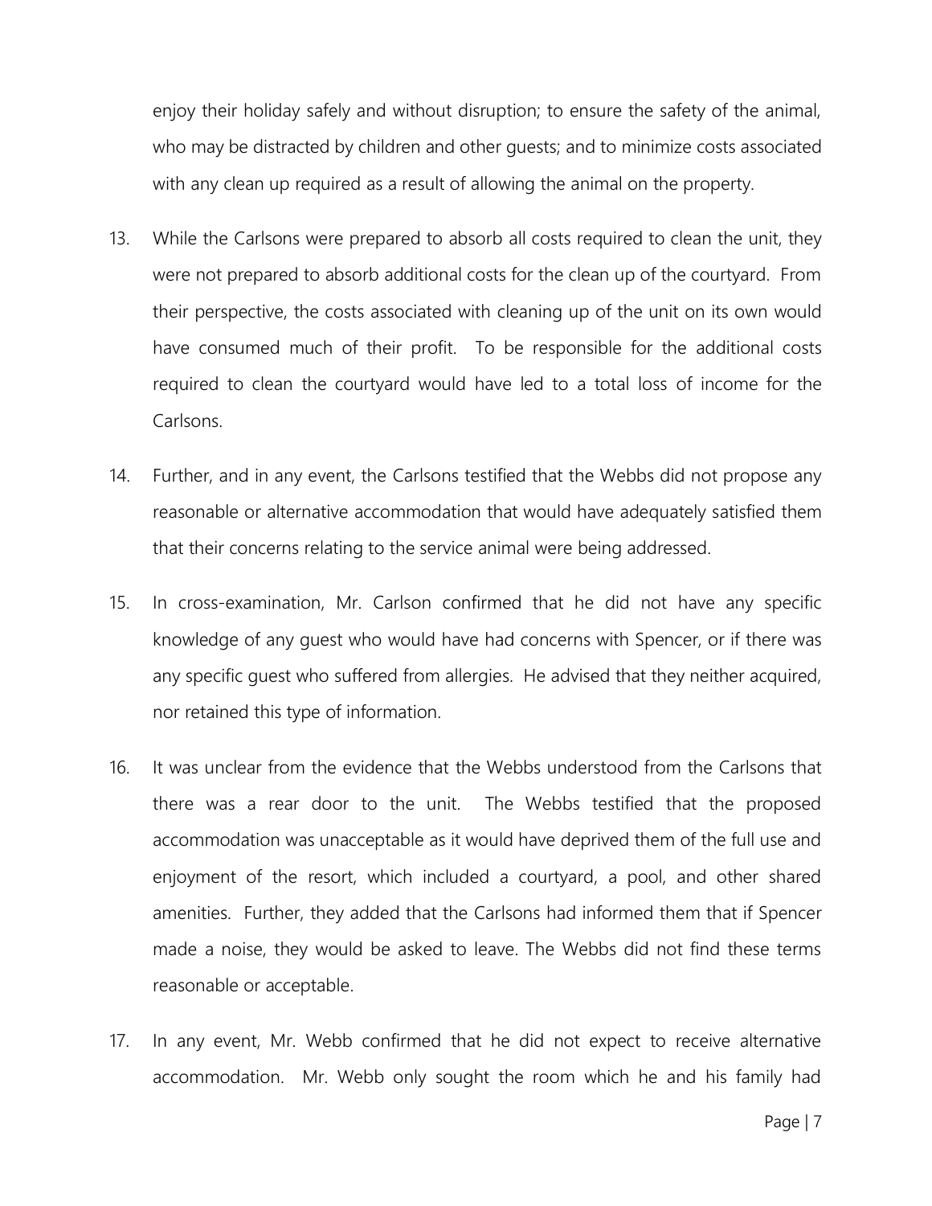enjoy their holiday safely and without disruption; to ensure the safety of the animal, who may be distracted by children and other guests; and to minimize costs associated with any clean up required as a result of allowing the animal on the property.

13. While the Carlsons were prepared to absorb all costs required to clean the unit, they were not prepared to absorb additional costs for the clean up of the courtyard. From their perspective, the costs associated with cleaning up of the unit on its own would have consumed much of their profit. To be responsible for the additional costs required to clean the courtyard would have led to a total loss of income for the Carlsons.

14. Further, and in any event, the Carlsons testified that the Webbs did not propose any reasonable or alternative accommodation that would have adequately satisfied them that their concerns relating to the service animal were being addressed.

15. In cross-examination, Mr. Carlson confirmed that he did not have any specific knowledge of any guest who would have had concerns with Spencer, or if there was any specific guest who suffered from allergies. He advised that they neither acquired, nor retained this type of information.

16. It was unclear from the evidence that the Webbs understood from the Carlsons that there was a rear door to the unit. The Webbs testified that the proposed accommodation was unacceptable as it would have deprived them of the full use and enjoyment of the resort, which included a courtyard, a pool, and other shared amenities. Further, they added that the Carlsons had informed them that if Spencer made a noise, they would be asked to leave. The Webbs did not find these terms reasonable or acceptable.

17. In any event, Mr. Webb confirmed that he did not expect to receive alternative accommodation. Mr. Webb only sought the room which he and his family had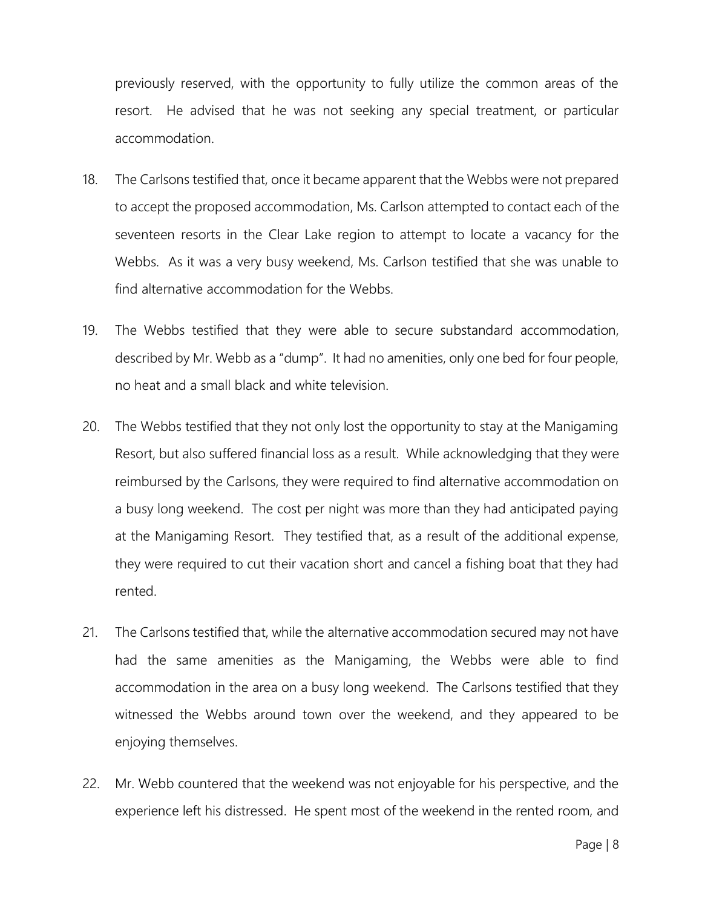previously reserved, with the opportunity to fully utilize the common areas of the resort. He advised that he was not seeking any special treatment, or particular accommodation.

18. The Carlsons testified that, once it became apparent that the Webbs were not prepared to accept the proposed accommodation, Ms. Carlson attempted to contact each of the seventeen resorts in the Clear Lake region to attempt to locate a vacancy for the Webbs. As it was a very busy weekend, Ms. Carlson testified that she was unable to find alternative accommodation for the Webbs.

19. The Webbs testified that they were able to secure substandard accommodation, described by Mr. Webb as a "dump". It had no amenities, only one bed for four people, no heat and a small black and white television.

20. The Webbs testified that they not only lost the opportunity to stay at the Manigaming Resort, but also suffered financial loss as a result. While acknowledging that they were reimbursed by the Carlsons, they were required to find alternative accommodation on a busy long weekend. The cost per night was more than they had anticipated paying at the Manigaming Resort. They testified that, as a result of the additional expense, they were required to cut their vacation short and cancel a fishing boat that they had rented.

21. The Carlsons testified that, while the alternative accommodation secured may not have had the same amenities as the Manigaming, the Webbs were able to find accommodation in the area on a busy long weekend. The Carlsons testified that they witnessed the Webbs around town over the weekend, and they appeared to be enjoying themselves.

22. Mr. Webb countered that the weekend was not enjoyable for his perspective, and the experience left his distressed. He spent most of the weekend in the rented room, and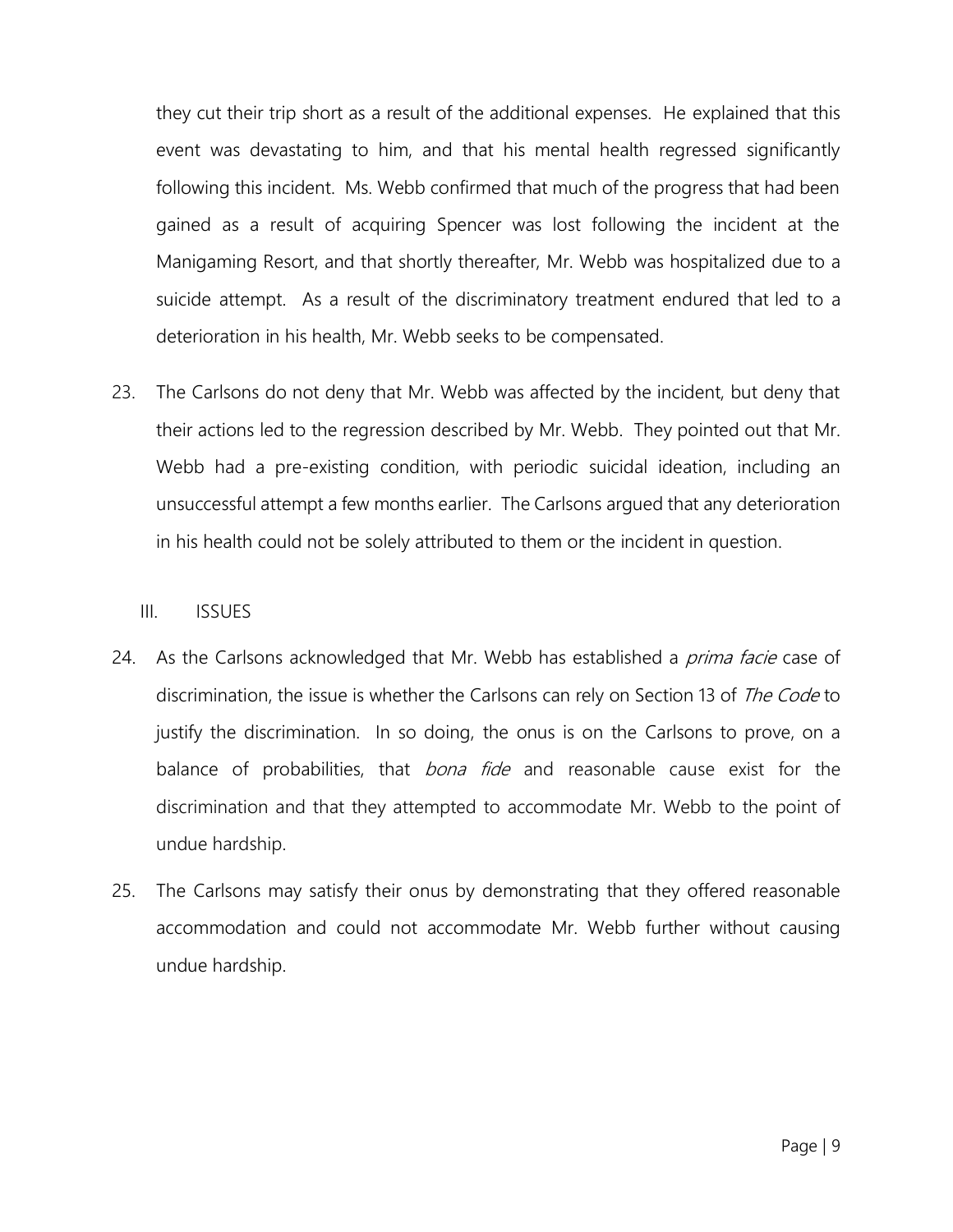they cut their trip short as a result of the additional expenses. He explained that this event was devastating to him, and that his mental health regressed significantly following this incident. Ms. Webb confirmed that much of the progress that had been gained as a result of acquiring Spencer was lost following the incident at the Manigaming Resort, and that shortly thereafter, Mr. Webb was hospitalized due to a suicide attempt. As a result of the discriminatory treatment endured that led to a deterioration in his health, Mr. Webb seeks to be compensated.

23. The Carlsons do not deny that Mr. Webb was affected by the incident, but deny that their actions led to the regression described by Mr. Webb. They pointed out that Mr. Webb had a pre-existing condition, with periodic suicidal ideation, including an unsuccessful attempt a few months earlier. The Carlsons argued that any deterioration in his health could not be solely attributed to them or the incident in question.

## III. ISSUES

24. As the Carlsons acknowledged that Mr. Webb has established a *prima facie* case of discrimination, the issue is whether the Carlsons can rely on Section 13 of *The Code* to justify the discrimination. In so doing, the onus is on the Carlsons to prove, on a balance of probabilities, that *bona fide* and reasonable cause exist for the discrimination and that they attempted to accommodate Mr. Webb to the point of undue hardship.

25. The Carlsons may satisfy their onus by demonstrating that they offered reasonable accommodation and could not accommodate Mr. Webb further without causing undue hardship.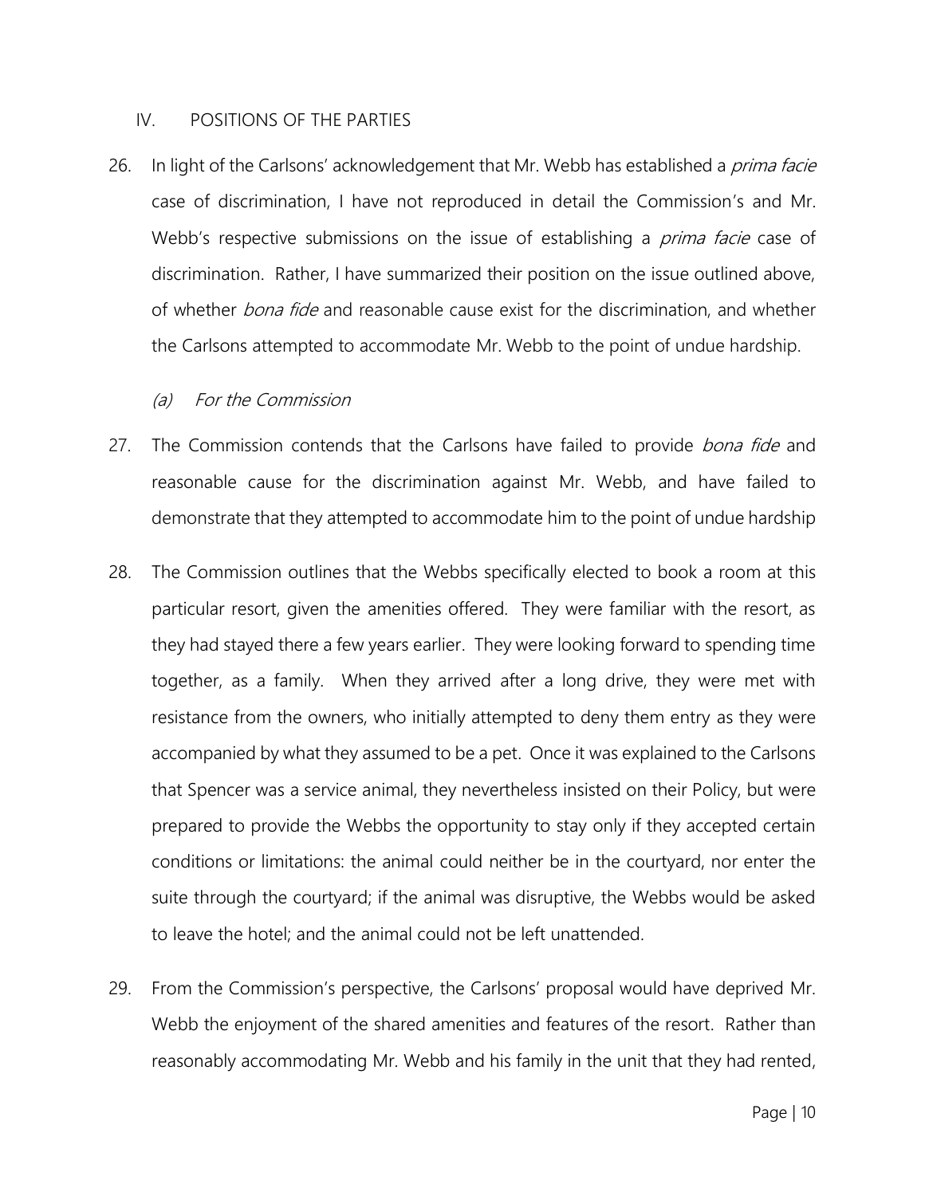## IV. POSITIONS OF THE PARTIES

26. In light of the Carlsons' acknowledgement that Mr. Webb has established a *prima facie* case of discrimination, I have not reproduced in detail the Commission's and Mr. Webb's respective submissions on the issue of establishing a *prima facie* case of discrimination. Rather, I have summarized their position on the issue outlined above, of whether *bona fide* and reasonable cause exist for the discrimination, and whether the Carlsons attempted to accommodate Mr. Webb to the point of undue hardship.

### *(a) For the Commission*

27. The Commission contends that the Carlsons have failed to provide *bona fide* and reasonable cause for the discrimination against Mr. Webb, and have failed to demonstrate that they attempted to accommodate him to the point of undue hardship

28. The Commission outlines that the Webbs specifically elected to book a room at this particular resort, given the amenities offered. They were familiar with the resort, as they had stayed there a few years earlier. They were looking forward to spending time together, as a family. When they arrived after a long drive, they were met with resistance from the owners, who initially attempted to deny them entry as they were accompanied by what they assumed to be a pet. Once it was explained to the Carlsons that Spencer was a service animal, they nevertheless insisted on their Policy, but were prepared to provide the Webbs the opportunity to stay only if they accepted certain conditions or limitations: the animal could neither be in the courtyard, nor enter the suite through the courtyard; if the animal was disruptive, the Webbs would be asked to leave the hotel; and the animal could not be left unattended.

29. From the Commission's perspective, the Carlsons' proposal would have deprived Mr. Webb the enjoyment of the shared amenities and features of the resort. Rather than reasonably accommodating Mr. Webb and his family in the unit that they had rented,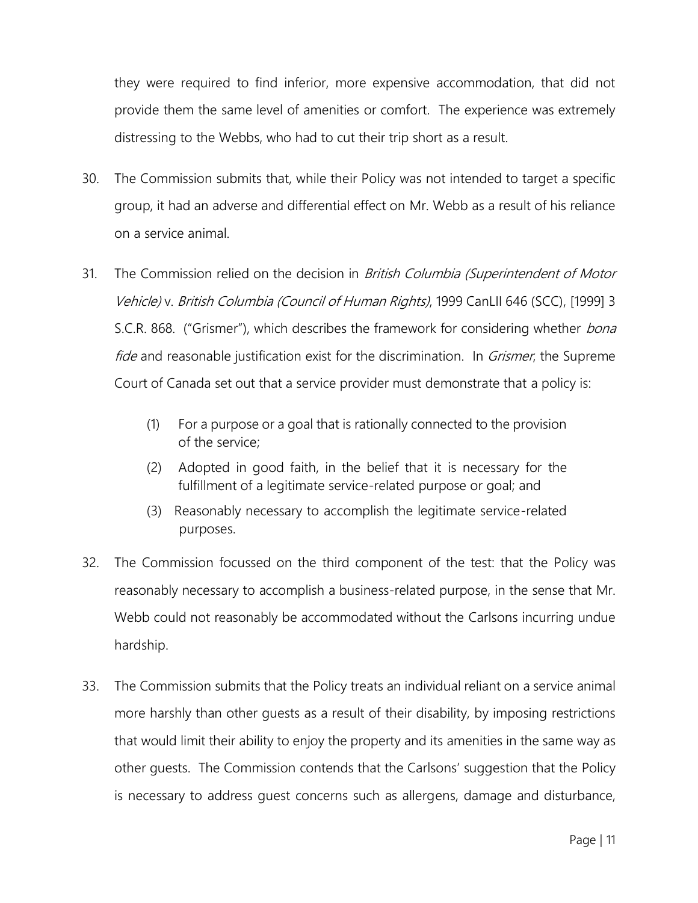they were required to find inferior, more expensive accommodation, that did not provide them the same level of amenities or comfort. The experience was extremely distressing to the Webbs, who had to cut their trip short as a result.

30. The Commission submits that, while their Policy was not intended to target a specific group, it had an adverse and differential effect on Mr. Webb as a result of his reliance on a service animal.

31. The Commission relied on the decision in *British Columbia (Superintendent of Motor Vehicle)* v. *British Columbia (Council of Human Rights)*, 1999 CanLII 646 (SCC), [1999] 3 S.C.R. 868. ("Grismer"), which describes the framework for considering whether *bona fide* and reasonable justification exist for the discrimination. In *Grismer*, the Supreme Court of Canada set out that a service provider must demonstrate that a policy is:

    (1) For a purpose or a goal that is rationally connected to the provision of the service;

    (2) Adopted in good faith, in the belief that it is necessary for the fulfillment of a legitimate service-related purpose or goal; and

    (3) Reasonably necessary to accomplish the legitimate service-related purposes.

32. The Commission focussed on the third component of the test: that the Policy was reasonably necessary to accomplish a business-related purpose, in the sense that Mr. Webb could not reasonably be accommodated without the Carlsons incurring undue hardship.

33. The Commission submits that the Policy treats an individual reliant on a service animal more harshly than other guests as a result of their disability, by imposing restrictions that would limit their ability to enjoy the property and its amenities in the same way as other guests. The Commission contends that the Carlsons' suggestion that the Policy is necessary to address guest concerns such as allergens, damage and disturbance,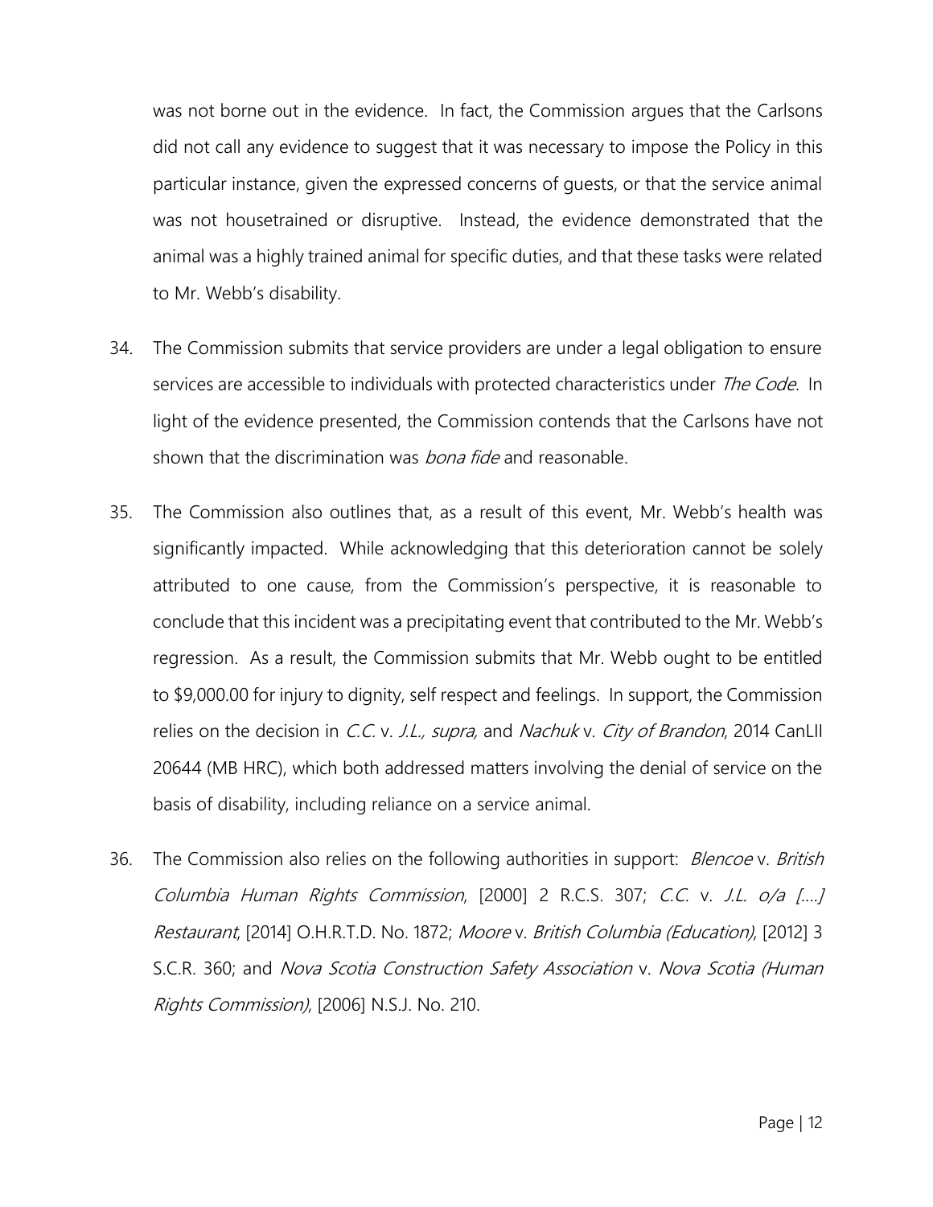was not borne out in the evidence. In fact, the Commission argues that the Carlsons did not call any evidence to suggest that it was necessary to impose the Policy in this particular instance, given the expressed concerns of guests, or that the service animal was not housetrained or disruptive. Instead, the evidence demonstrated that the animal was a highly trained animal for specific duties, and that these tasks were related to Mr. Webb's disability.

34. The Commission submits that service providers are under a legal obligation to ensure services are accessible to individuals with protected characteristics under *The Code*. In light of the evidence presented, the Commission contends that the Carlsons have not shown that the discrimination was *bona fide* and reasonable.

35. The Commission also outlines that, as a result of this event, Mr. Webb's health was significantly impacted. While acknowledging that this deterioration cannot be solely attributed to one cause, from the Commission's perspective, it is reasonable to conclude that this incident was a precipitating event that contributed to the Mr. Webb's regression. As a result, the Commission submits that Mr. Webb ought to be entitled to $9,000.00 for injury to dignity, self respect and feelings. In support, the Commission relies on the decision in *C.C.* v. *J.L., supra,* and *Nachuk* v. *City of Brandon*, 2014 CanLII 20644 (MB HRC), which both addressed matters involving the denial of service on the basis of disability, including reliance on a service animal.

36. The Commission also relies on the following authorities in support: *Blencoe* v. *British Columbia Human Rights Commission*, [2000] 2 R.C.S. 307; *C.C.* v. *J.L. o/a [....] Restaurant*, [2014] O.H.R.T.D. No. 1872; *Moore* v. *British Columbia (Education)*, [2012] 3 S.C.R. 360; and *Nova Scotia Construction Safety Association* v. *Nova Scotia (Human Rights Commission)*, [2006] N.S.J. No. 210.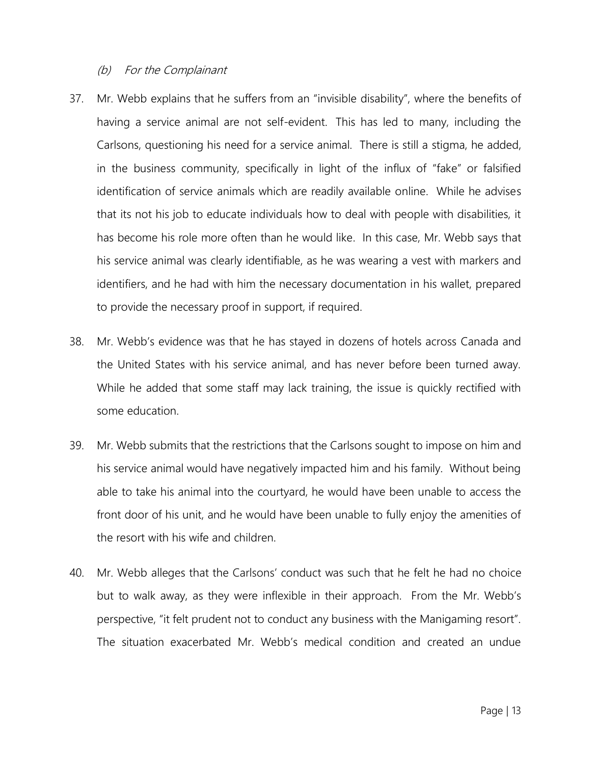*(b) For the Complainant*

37. Mr. Webb explains that he suffers from an "invisible disability", where the benefits of having a service animal are not self-evident. This has led to many, including the Carlsons, questioning his need for a service animal. There is still a stigma, he added, in the business community, specifically in light of the influx of "fake" or falsified identification of service animals which are readily available online. While he advises that its not his job to educate individuals how to deal with people with disabilities, it has become his role more often than he would like. In this case, Mr. Webb says that his service animal was clearly identifiable, as he was wearing a vest with markers and identifiers, and he had with him the necessary documentation in his wallet, prepared to provide the necessary proof in support, if required.

38. Mr. Webb's evidence was that he has stayed in dozens of hotels across Canada and the United States with his service animal, and has never before been turned away. While he added that some staff may lack training, the issue is quickly rectified with some education.

39. Mr. Webb submits that the restrictions that the Carlsons sought to impose on him and his service animal would have negatively impacted him and his family. Without being able to take his animal into the courtyard, he would have been unable to access the front door of his unit, and he would have been unable to fully enjoy the amenities of the resort with his wife and children.

40. Mr. Webb alleges that the Carlsons' conduct was such that he felt he had no choice but to walk away, as they were inflexible in their approach. From the Mr. Webb's perspective, "it felt prudent not to conduct any business with the Manigaming resort". The situation exacerbated Mr. Webb's medical condition and created an undue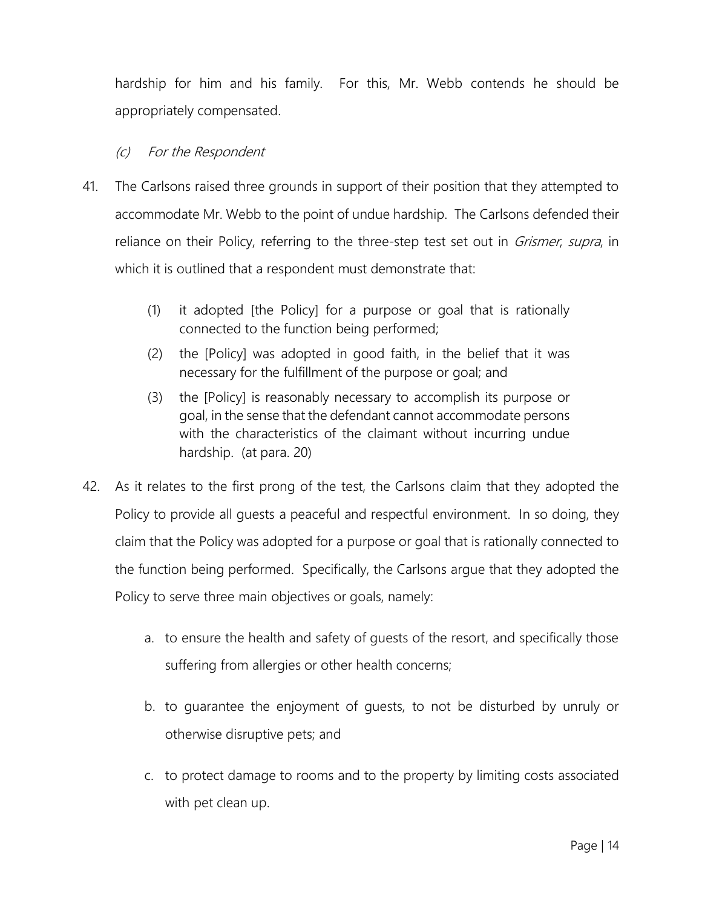hardship for him and his family. For this, Mr. Webb contends he should be appropriately compensated.

### *(c) For the Respondent*

41. The Carlsons raised three grounds in support of their position that they attempted to accommodate Mr. Webb to the point of undue hardship. The Carlsons defended their reliance on their Policy, referring to the three-step test set out in *Grismer*, *supra*, in which it is outlined that a respondent must demonstrate that:

   > (1) it adopted [the Policy] for a purpose or goal that is rationally connected to the function being performed;
   >
   > (2) the [Policy] was adopted in good faith, in the belief that it was necessary for the fulfillment of the purpose or goal; and
   >
   > (3) the [Policy] is reasonably necessary to accomplish its purpose or goal, in the sense that the defendant cannot accommodate persons with the characteristics of the claimant without incurring undue hardship. (at para. 20)

42. As it relates to the first prong of the test, the Carlsons claim that they adopted the Policy to provide all guests a peaceful and respectful environment. In so doing, they claim that the Policy was adopted for a purpose or goal that is rationally connected to the function being performed. Specifically, the Carlsons argue that they adopted the Policy to serve three main objectives or goals, namely:

   a. to ensure the health and safety of guests of the resort, and specifically those suffering from allergies or other health concerns;

   b. to guarantee the enjoyment of guests, to not be disturbed by unruly or otherwise disruptive pets; and

   c. to protect damage to rooms and to the property by limiting costs associated with pet clean up.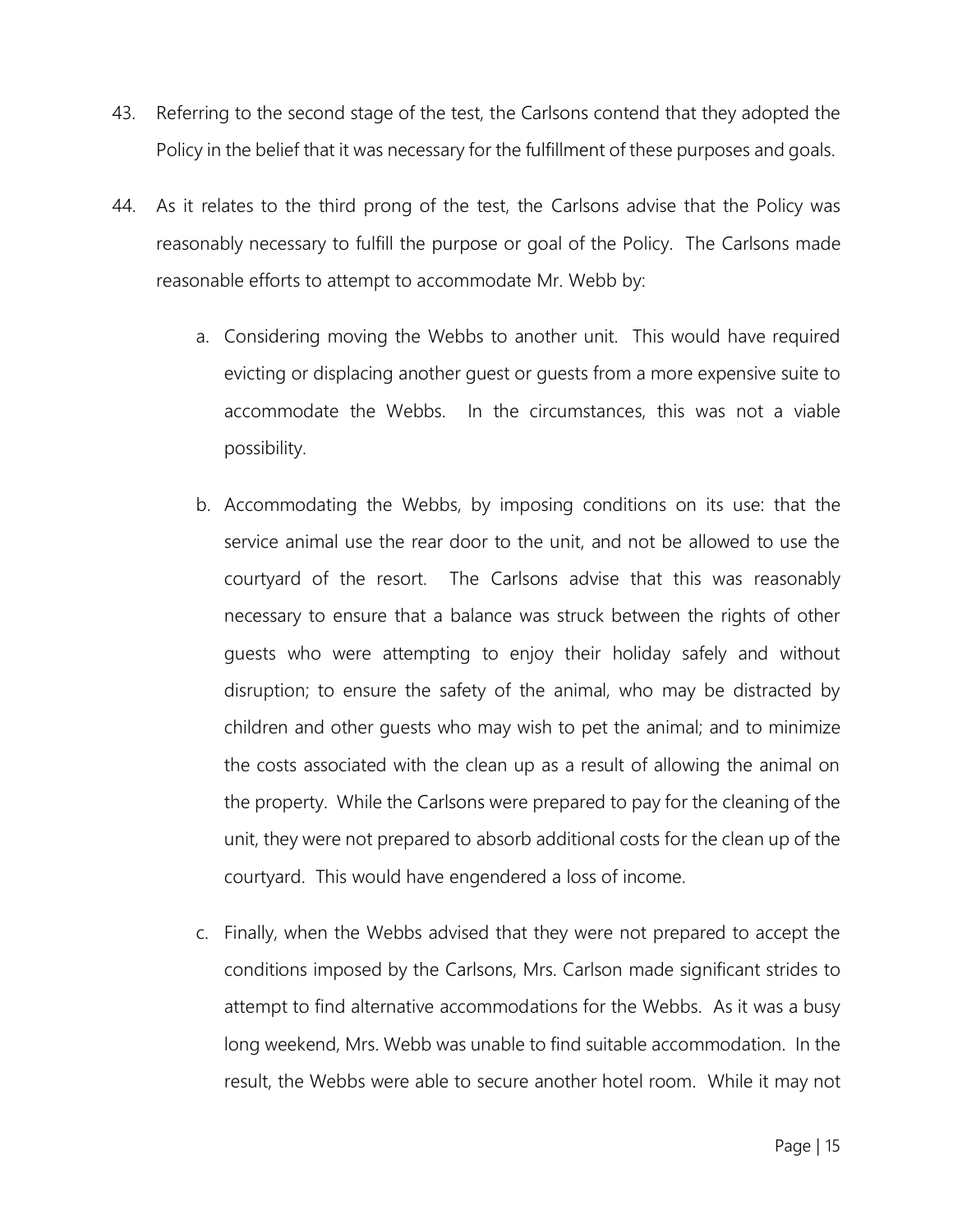43. Referring to the second stage of the test, the Carlsons contend that they adopted the Policy in the belief that it was necessary for the fulfillment of these purposes and goals.

44. As it relates to the third prong of the test, the Carlsons advise that the Policy was reasonably necessary to fulfill the purpose or goal of the Policy. The Carlsons made reasonable efforts to attempt to accommodate Mr. Webb by:

    a. Considering moving the Webbs to another unit. This would have required evicting or displacing another guest or guests from a more expensive suite to accommodate the Webbs. In the circumstances, this was not a viable possibility.

    b. Accommodating the Webbs, by imposing conditions on its use: that the service animal use the rear door to the unit, and not be allowed to use the courtyard of the resort. The Carlsons advise that this was reasonably necessary to ensure that a balance was struck between the rights of other guests who were attempting to enjoy their holiday safely and without disruption; to ensure the safety of the animal, who may be distracted by children and other guests who may wish to pet the animal; and to minimize the costs associated with the clean up as a result of allowing the animal on the property. While the Carlsons were prepared to pay for the cleaning of the unit, they were not prepared to absorb additional costs for the clean up of the courtyard. This would have engendered a loss of income.

    c. Finally, when the Webbs advised that they were not prepared to accept the conditions imposed by the Carlsons, Mrs. Carlson made significant strides to attempt to find alternative accommodations for the Webbs. As it was a busy long weekend, Mrs. Webb was unable to find suitable accommodation. In the result, the Webbs were able to secure another hotel room. While it may not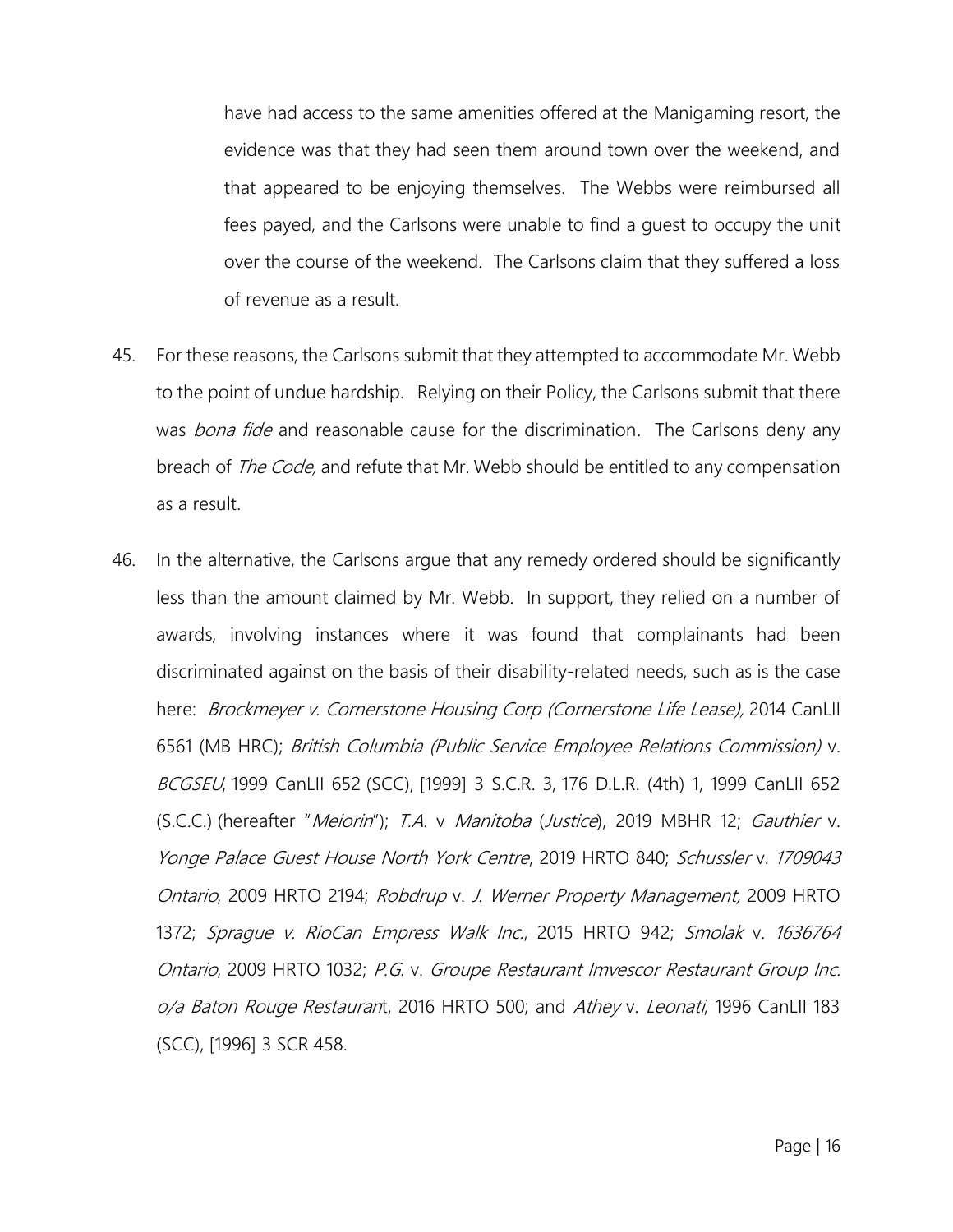have had access to the same amenities offered at the Manigaming resort, the evidence was that they had seen them around town over the weekend, and that appeared to be enjoying themselves. The Webbs were reimbursed all fees payed, and the Carlsons were unable to find a guest to occupy the unit over the course of the weekend. The Carlsons claim that they suffered a loss of revenue as a result.

45. For these reasons, the Carlsons submit that they attempted to accommodate Mr. Webb to the point of undue hardship. Relying on their Policy, the Carlsons submit that there was *bona fide* and reasonable cause for the discrimination. The Carlsons deny any breach of *The Code,* and refute that Mr. Webb should be entitled to any compensation as a result.

46. In the alternative, the Carlsons argue that any remedy ordered should be significantly less than the amount claimed by Mr. Webb. In support, they relied on a number of awards, involving instances where it was found that complainants had been discriminated against on the basis of their disability-related needs, such as is the case here: *Brockmeyer v. Cornerstone Housing Corp (Cornerstone Life Lease),* 2014 CanLII 6561 (MB HRC); *British Columbia (Public Service Employee Relations Commission)* v. *BCGSEU*, 1999 CanLII 652 (SCC), [1999] 3 S.C.R. 3, 176 D.L.R. (4th) 1, 1999 CanLII 652 (S.C.C.) (hereafter "*Meiorin*"); *T.A.* v *Manitoba* (*Justice*), 2019 MBHR 12; *Gauthier* v. *Yonge Palace Guest House North York Centre*, 2019 HRTO 840; *Schussler* v. *1709043 Ontario*, 2009 HRTO 2194; *Robdrup* v. *J. Werner Property Management,* 2009 HRTO 1372; *Sprague v. RioCan Empress Walk Inc.*, 2015 HRTO 942; *Smolak* v. *1636764 Ontario*, 2009 HRTO 1032; *P.G.* v. *Groupe Restaurant Imvescor Restaurant Group Inc. o/a Baton Rouge Restauran*t, 2016 HRTO 500; and *Athey* v. *Leonati*, 1996 CanLII 183 (SCC), [1996] 3 SCR 458.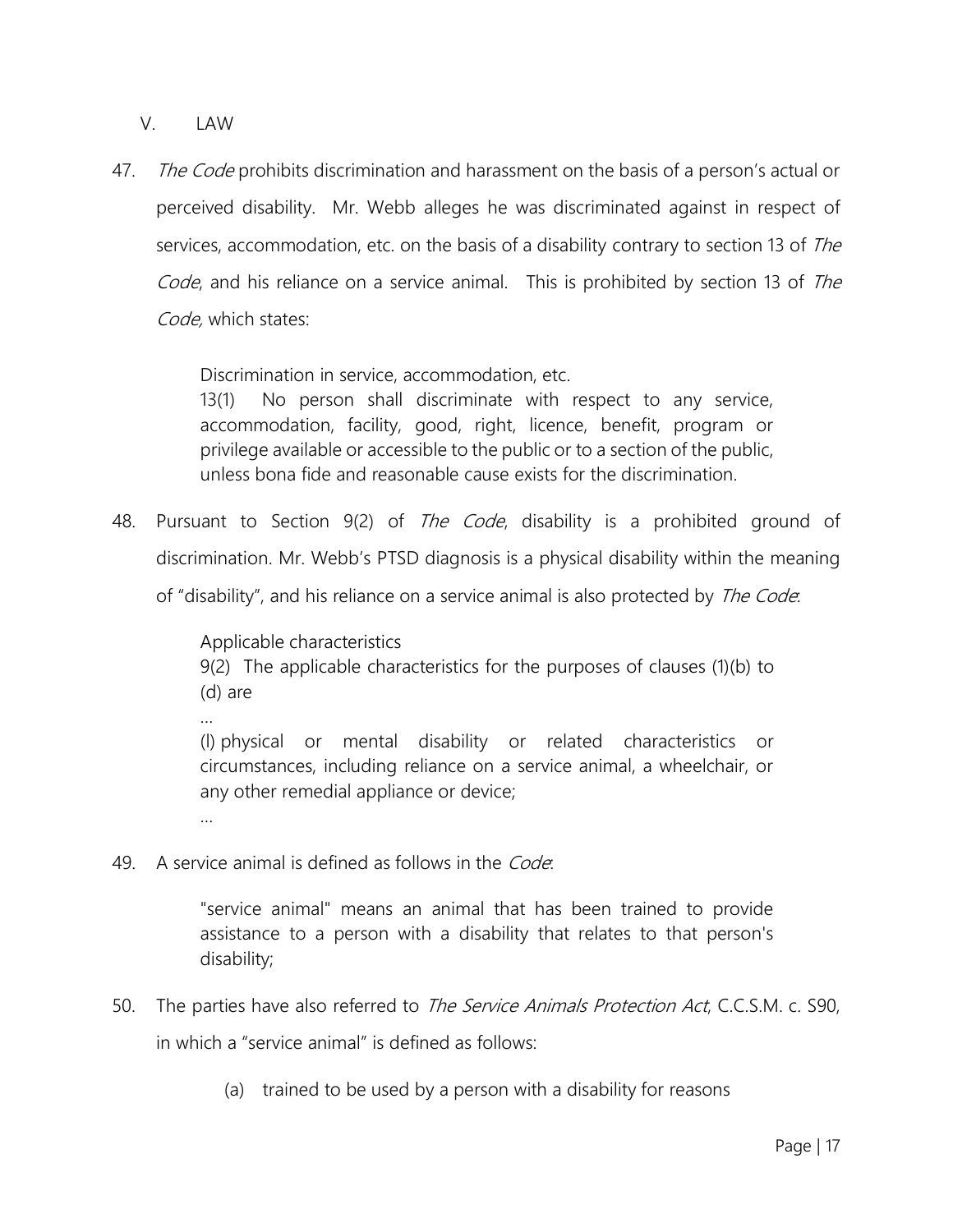## V. LAW

47. *The Code* prohibits discrimination and harassment on the basis of a person's actual or perceived disability. Mr. Webb alleges he was discriminated against in respect of services, accommodation, etc. on the basis of a disability contrary to section 13 of *The Code*, and his reliance on a service animal. This is prohibited by section 13 of *The Code,* which states:

> Discrimination in service, accommodation, etc.
> 13(1) No person shall discriminate with respect to any service, accommodation, facility, good, right, licence, benefit, program or privilege available or accessible to the public or to a section of the public, unless bona fide and reasonable cause exists for the discrimination.

48. Pursuant to Section 9(2) of *The Code*, disability is a prohibited ground of discrimination. Mr. Webb's PTSD diagnosis is a physical disability within the meaning of "disability", and his reliance on a service animal is also protected by *The Code*:

> Applicable characteristics
> 9(2) The applicable characteristics for the purposes of clauses (1)(b) to (d) are
> ...
> (l) physical or mental disability or related characteristics or circumstances, including reliance on a service animal, a wheelchair, or any other remedial appliance or device;
> ...

49. A service animal is defined as follows in the *Code*:

> "service animal" means an animal that has been trained to provide assistance to a person with a disability that relates to that person's disability;

50. The parties have also referred to *The Service Animals Protection Act*, C.C.S.M. c. S90, in which a "service animal" is defined as follows:

> (a) trained to be used by a person with a disability for reasons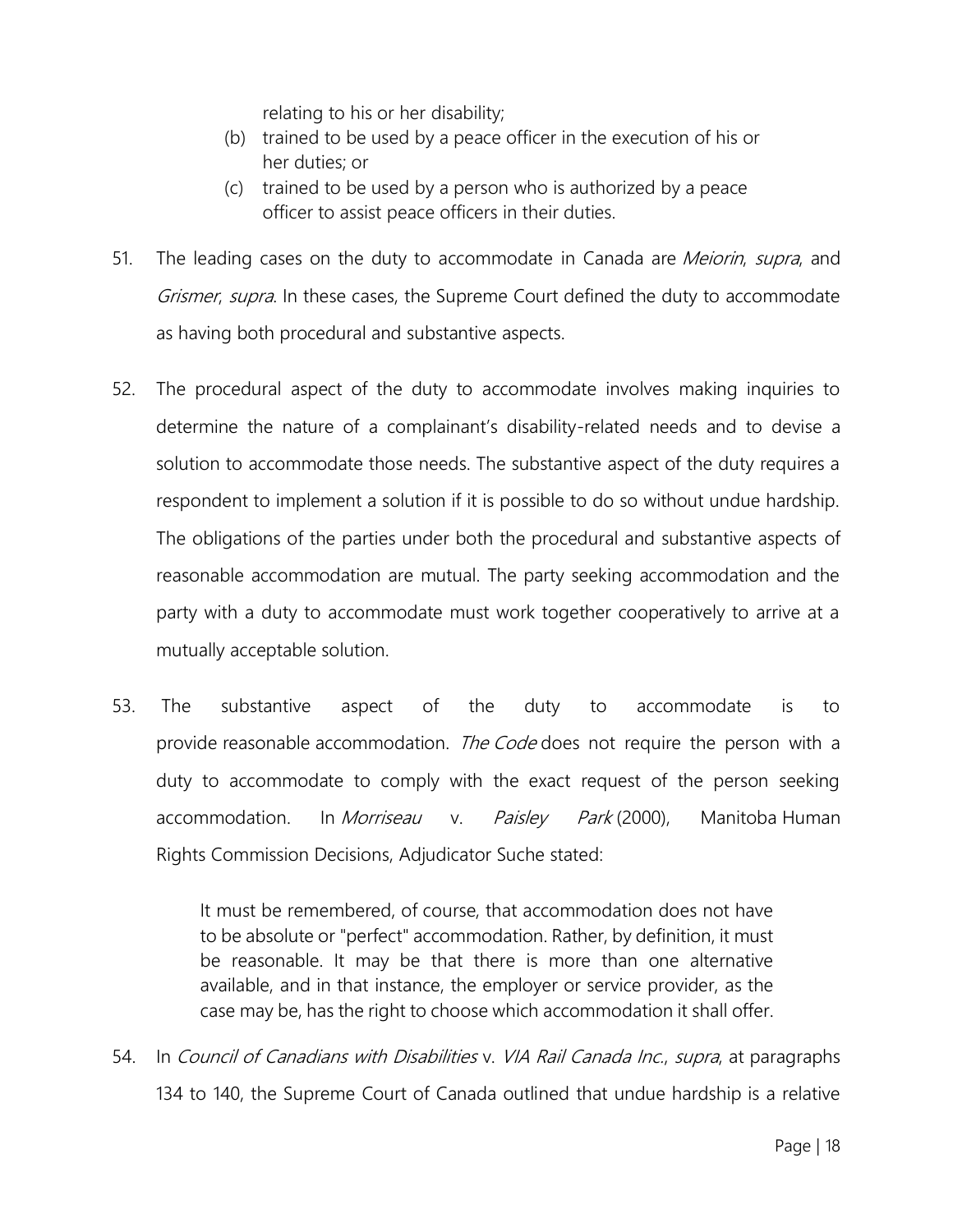relating to his or her disability;

(b) trained to be used by a peace officer in the execution of his or her duties; or

(c) trained to be used by a person who is authorized by a peace officer to assist peace officers in their duties.

51. The leading cases on the duty to accommodate in Canada are *Meiorin*, *supra*, and *Grismer*, *supra*. In these cases, the Supreme Court defined the duty to accommodate as having both procedural and substantive aspects.

52. The procedural aspect of the duty to accommodate involves making inquiries to determine the nature of a complainant's disability-related needs and to devise a solution to accommodate those needs. The substantive aspect of the duty requires a respondent to implement a solution if it is possible to do so without undue hardship. The obligations of the parties under both the procedural and substantive aspects of reasonable accommodation are mutual. The party seeking accommodation and the party with a duty to accommodate must work together cooperatively to arrive at a mutually acceptable solution.

53. The substantive aspect of the duty to accommodate is to provide reasonable accommodation. *The Code* does not require the person with a duty to accommodate to comply with the exact request of the person seeking accommodation. In *Morriseau* v. *Paisley Park* (2000), Manitoba Human Rights Commission Decisions, Adjudicator Suche stated:

> It must be remembered, of course, that accommodation does not have to be absolute or "perfect" accommodation. Rather, by definition, it must be reasonable. It may be that there is more than one alternative available, and in that instance, the employer or service provider, as the case may be, has the right to choose which accommodation it shall offer.

54. In *Council of Canadians with Disabilities* v. *VIA Rail Canada Inc.*, *supra*, at paragraphs 134 to 140, the Supreme Court of Canada outlined that undue hardship is a relative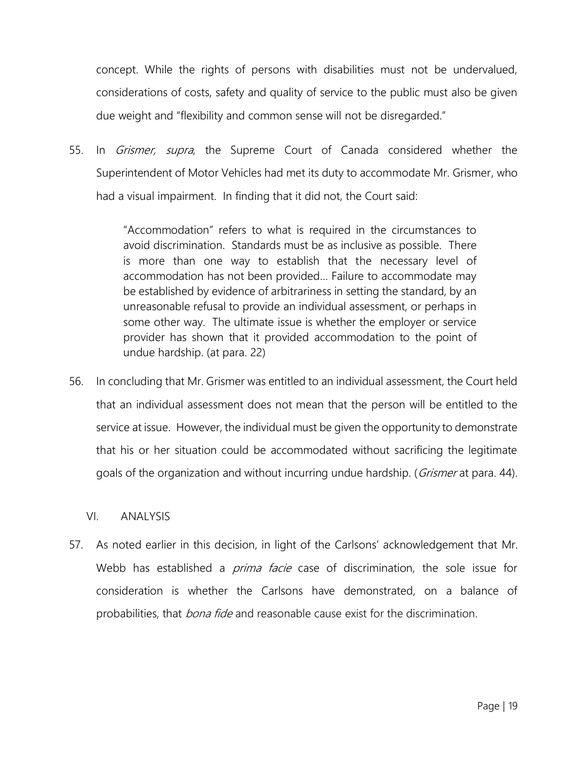concept. While the rights of persons with disabilities must not be undervalued, considerations of costs, safety and quality of service to the public must also be given due weight and "flexibility and common sense will not be disregarded."

55. In *Grismer, supra*, the Supreme Court of Canada considered whether the Superintendent of Motor Vehicles had met its duty to accommodate Mr. Grismer, who had a visual impairment. In finding that it did not, the Court said:

> "Accommodation" refers to what is required in the circumstances to avoid discrimination. Standards must be as inclusive as possible. There is more than one way to establish that the necessary level of accommodation has not been provided… Failure to accommodate may be established by evidence of arbitrariness in setting the standard, by an unreasonable refusal to provide an individual assessment, or perhaps in some other way. The ultimate issue is whether the employer or service provider has shown that it provided accommodation to the point of undue hardship. (at para. 22)

56. In concluding that Mr. Grismer was entitled to an individual assessment, the Court held that an individual assessment does not mean that the person will be entitled to the service at issue. However, the individual must be given the opportunity to demonstrate that his or her situation could be accommodated without sacrificing the legitimate goals of the organization and without incurring undue hardship. (*Grismer* at para. 44).

## VI. ANALYSIS

57. As noted earlier in this decision, in light of the Carlsons' acknowledgement that Mr. Webb has established a *prima facie* case of discrimination, the sole issue for consideration is whether the Carlsons have demonstrated, on a balance of probabilities, that *bona fide* and reasonable cause exist for the discrimination.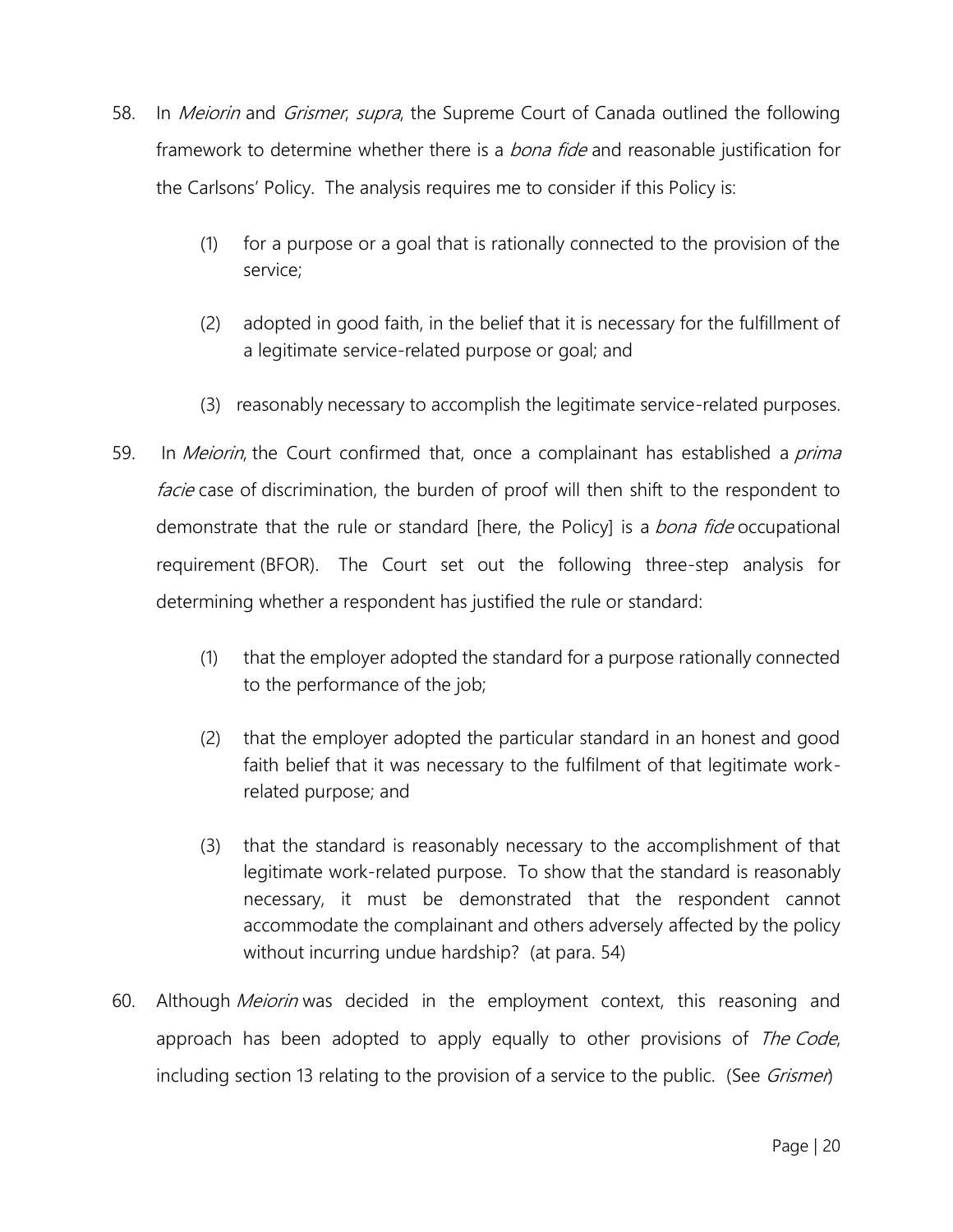58. In *Meiorin* and *Grismer*, *supra*, the Supreme Court of Canada outlined the following framework to determine whether there is a *bona fide* and reasonable justification for the Carlsons' Policy. The analysis requires me to consider if this Policy is:

    (1) for a purpose or a goal that is rationally connected to the provision of the service;

    (2) adopted in good faith, in the belief that it is necessary for the fulfillment of a legitimate service-related purpose or goal; and

    (3) reasonably necessary to accomplish the legitimate service-related purposes.

59. In *Meiorin*, the Court confirmed that, once a complainant has established a *prima facie* case of discrimination, the burden of proof will then shift to the respondent to demonstrate that the rule or standard [here, the Policy] is a *bona fide* occupational requirement (BFOR). The Court set out the following three-step analysis for determining whether a respondent has justified the rule or standard:

    (1) that the employer adopted the standard for a purpose rationally connected to the performance of the job;

    (2) that the employer adopted the particular standard in an honest and good faith belief that it was necessary to the fulfilment of that legitimate work-related purpose; and

    (3) that the standard is reasonably necessary to the accomplishment of that legitimate work-related purpose. To show that the standard is reasonably necessary, it must be demonstrated that the respondent cannot accommodate the complainant and others adversely affected by the policy without incurring undue hardship? (at para. 54)

60. Although *Meiorin* was decided in the employment context, this reasoning and approach has been adopted to apply equally to other provisions of *The Code*, including section 13 relating to the provision of a service to the public. (See *Grismer*)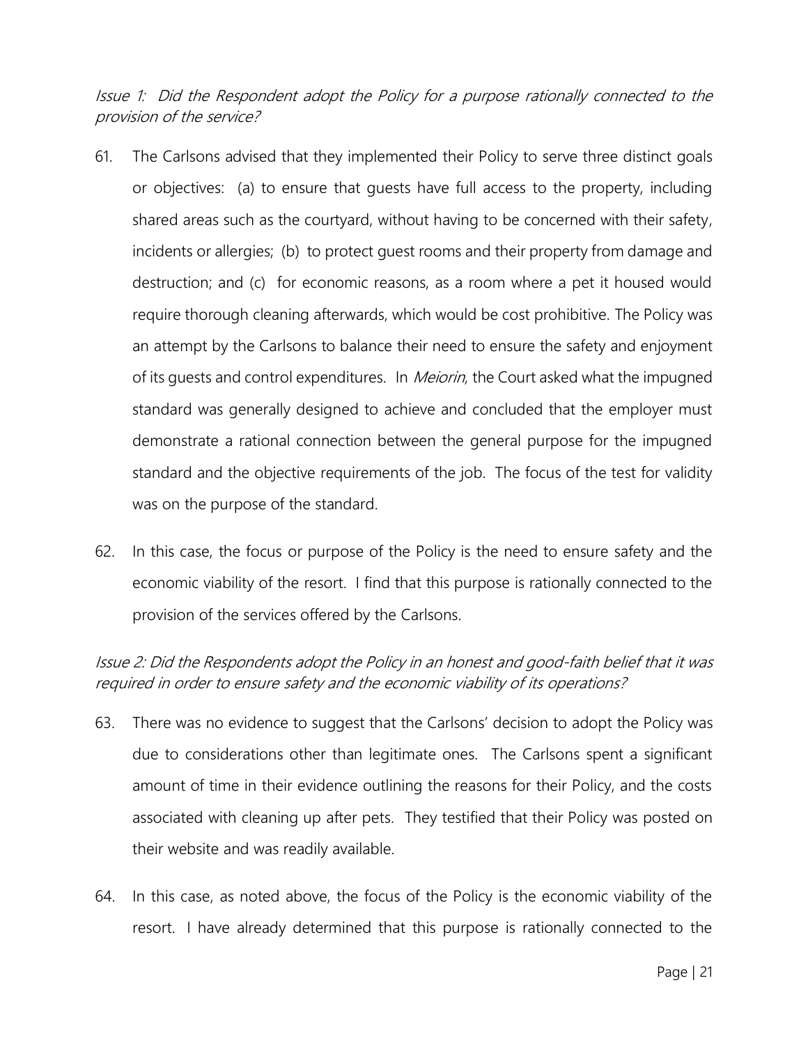*Issue 1: Did the Respondent adopt the Policy for a purpose rationally connected to the provision of the service?*

61. The Carlsons advised that they implemented their Policy to serve three distinct goals or objectives: (a) to ensure that guests have full access to the property, including shared areas such as the courtyard, without having to be concerned with their safety, incidents or allergies; (b) to protect guest rooms and their property from damage and destruction; and (c) for economic reasons, as a room where a pet it housed would require thorough cleaning afterwards, which would be cost prohibitive. The Policy was an attempt by the Carlsons to balance their need to ensure the safety and enjoyment of its guests and control expenditures. In *Meiorin*, the Court asked what the impugned standard was generally designed to achieve and concluded that the employer must demonstrate a rational connection between the general purpose for the impugned standard and the objective requirements of the job. The focus of the test for validity was on the purpose of the standard.

62. In this case, the focus or purpose of the Policy is the need to ensure safety and the economic viability of the resort. I find that this purpose is rationally connected to the provision of the services offered by the Carlsons.

*Issue 2: Did the Respondents adopt the Policy in an honest and good-faith belief that it was required in order to ensure safety and the economic viability of its operations?*

63. There was no evidence to suggest that the Carlsons' decision to adopt the Policy was due to considerations other than legitimate ones. The Carlsons spent a significant amount of time in their evidence outlining the reasons for their Policy, and the costs associated with cleaning up after pets. They testified that their Policy was posted on their website and was readily available.

64. In this case, as noted above, the focus of the Policy is the economic viability of the resort. I have already determined that this purpose is rationally connected to the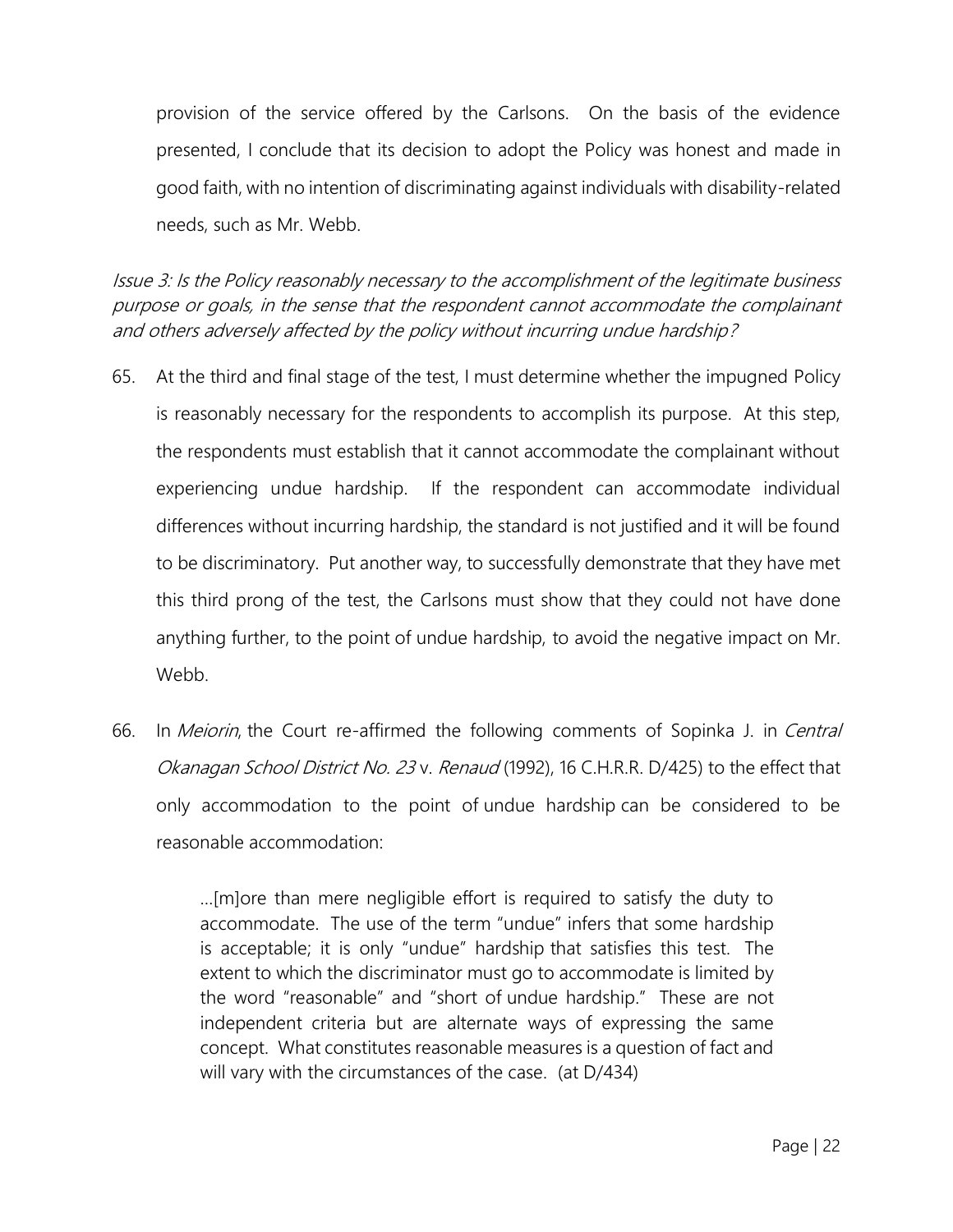provision of the service offered by the Carlsons. On the basis of the evidence presented, I conclude that its decision to adopt the Policy was honest and made in good faith, with no intention of discriminating against individuals with disability-related needs, such as Mr. Webb.

*Issue 3: Is the Policy reasonably necessary to the accomplishment of the legitimate business purpose or goals, in the sense that the respondent cannot accommodate the complainant and others adversely affected by the policy without incurring undue hardship?*

65. At the third and final stage of the test, I must determine whether the impugned Policy is reasonably necessary for the respondents to accomplish its purpose. At this step, the respondents must establish that it cannot accommodate the complainant without experiencing undue hardship. If the respondent can accommodate individual differences without incurring hardship, the standard is not justified and it will be found to be discriminatory. Put another way, to successfully demonstrate that they have met this third prong of the test, the Carlsons must show that they could not have done anything further, to the point of undue hardship, to avoid the negative impact on Mr. Webb.

66. In *Meiorin*, the Court re-affirmed the following comments of Sopinka J. in *Central Okanagan School District No. 23* v. *Renaud* (1992), 16 C.H.R.R. D/425) to the effect that only accommodation to the point of undue hardship can be considered to be reasonable accommodation:

> …[m]ore than mere negligible effort is required to satisfy the duty to accommodate. The use of the term "undue" infers that some hardship is acceptable; it is only "undue" hardship that satisfies this test. The extent to which the discriminator must go to accommodate is limited by the word "reasonable" and "short of undue hardship." These are not independent criteria but are alternate ways of expressing the same concept. What constitutes reasonable measures is a question of fact and will vary with the circumstances of the case. (at D/434)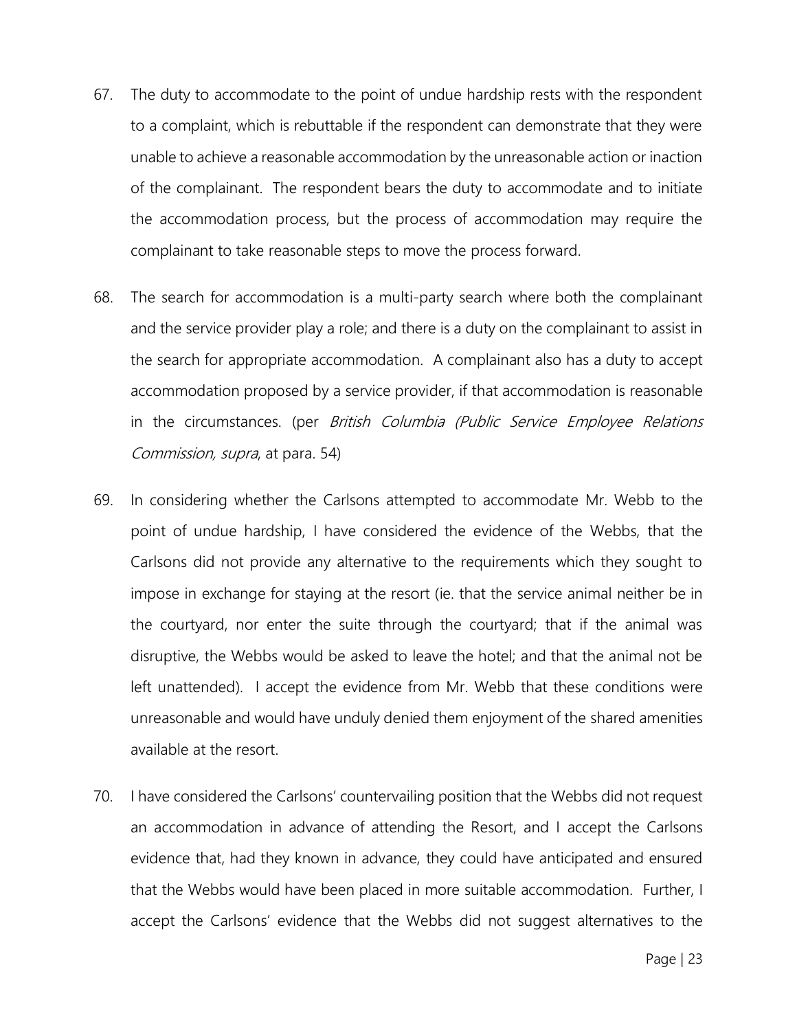67. The duty to accommodate to the point of undue hardship rests with the respondent to a complaint, which is rebuttable if the respondent can demonstrate that they were unable to achieve a reasonable accommodation by the unreasonable action or inaction of the complainant. The respondent bears the duty to accommodate and to initiate the accommodation process, but the process of accommodation may require the complainant to take reasonable steps to move the process forward.

68. The search for accommodation is a multi-party search where both the complainant and the service provider play a role; and there is a duty on the complainant to assist in the search for appropriate accommodation. A complainant also has a duty to accept accommodation proposed by a service provider, if that accommodation is reasonable in the circumstances. (per *British Columbia (Public Service Employee Relations Commission, supra*, at para. 54)

69. In considering whether the Carlsons attempted to accommodate Mr. Webb to the point of undue hardship, I have considered the evidence of the Webbs, that the Carlsons did not provide any alternative to the requirements which they sought to impose in exchange for staying at the resort (ie. that the service animal neither be in the courtyard, nor enter the suite through the courtyard; that if the animal was disruptive, the Webbs would be asked to leave the hotel; and that the animal not be left unattended). I accept the evidence from Mr. Webb that these conditions were unreasonable and would have unduly denied them enjoyment of the shared amenities available at the resort.

70. I have considered the Carlsons' countervailing position that the Webbs did not request an accommodation in advance of attending the Resort, and I accept the Carlsons evidence that, had they known in advance, they could have anticipated and ensured that the Webbs would have been placed in more suitable accommodation. Further, I accept the Carlsons' evidence that the Webbs did not suggest alternatives to the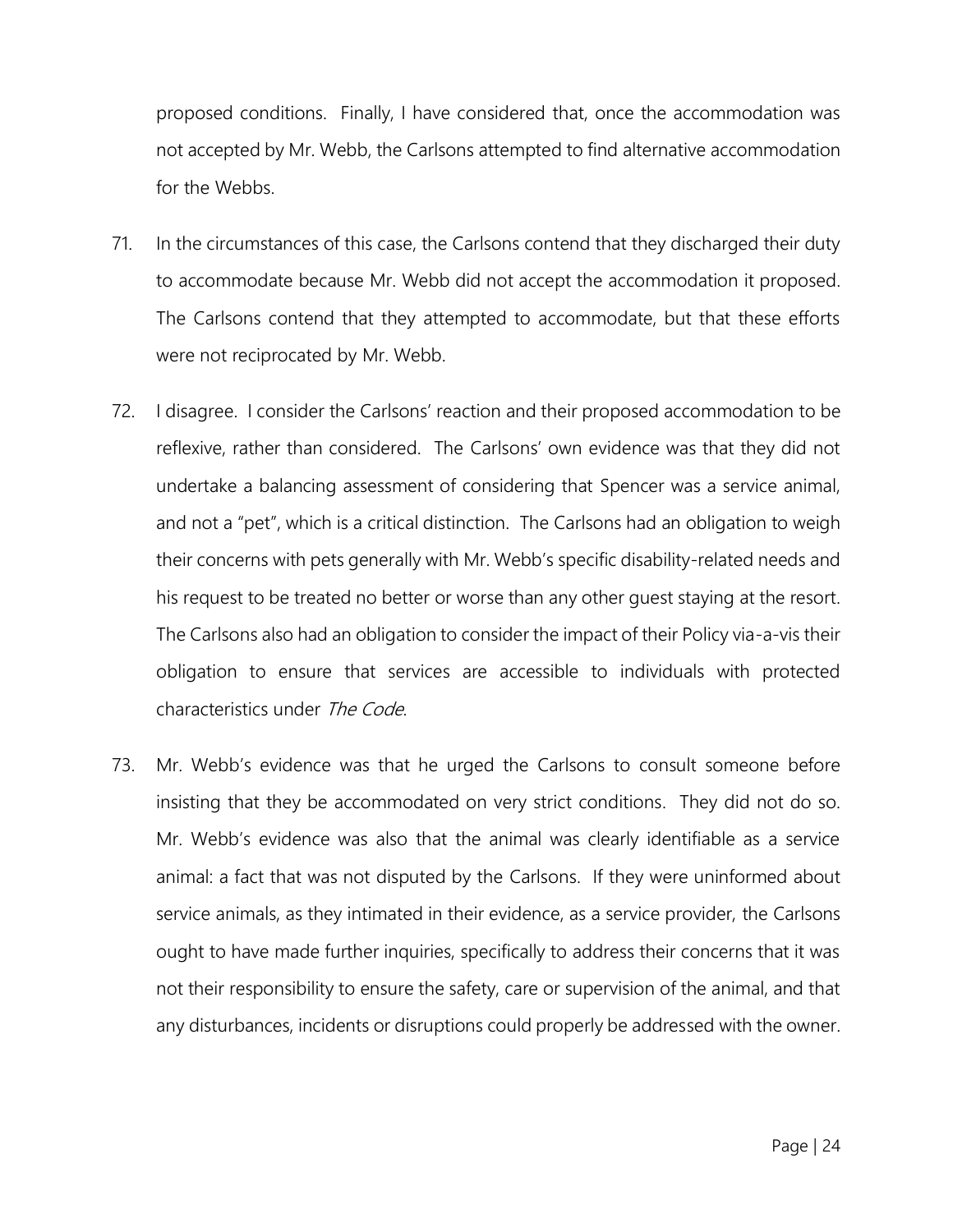proposed conditions. Finally, I have considered that, once the accommodation was not accepted by Mr. Webb, the Carlsons attempted to find alternative accommodation for the Webbs.

71. In the circumstances of this case, the Carlsons contend that they discharged their duty to accommodate because Mr. Webb did not accept the accommodation it proposed. The Carlsons contend that they attempted to accommodate, but that these efforts were not reciprocated by Mr. Webb.

72. I disagree. I consider the Carlsons' reaction and their proposed accommodation to be reflexive, rather than considered. The Carlsons' own evidence was that they did not undertake a balancing assessment of considering that Spencer was a service animal, and not a "pet", which is a critical distinction. The Carlsons had an obligation to weigh their concerns with pets generally with Mr. Webb's specific disability-related needs and his request to be treated no better or worse than any other guest staying at the resort. The Carlsons also had an obligation to consider the impact of their Policy via-a-vis their obligation to ensure that services are accessible to individuals with protected characteristics under *The Code*.

73. Mr. Webb's evidence was that he urged the Carlsons to consult someone before insisting that they be accommodated on very strict conditions. They did not do so. Mr. Webb's evidence was also that the animal was clearly identifiable as a service animal: a fact that was not disputed by the Carlsons. If they were uninformed about service animals, as they intimated in their evidence, as a service provider, the Carlsons ought to have made further inquiries, specifically to address their concerns that it was not their responsibility to ensure the safety, care or supervision of the animal, and that any disturbances, incidents or disruptions could properly be addressed with the owner.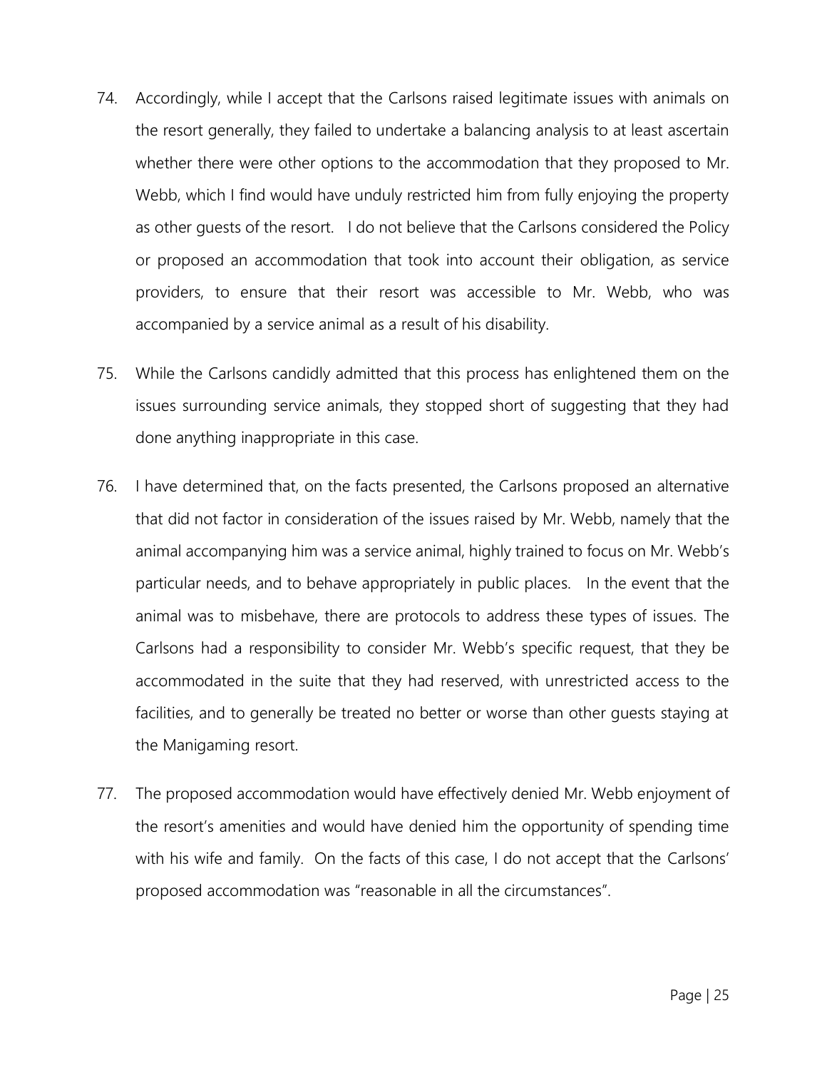74. Accordingly, while I accept that the Carlsons raised legitimate issues with animals on the resort generally, they failed to undertake a balancing analysis to at least ascertain whether there were other options to the accommodation that they proposed to Mr. Webb, which I find would have unduly restricted him from fully enjoying the property as other guests of the resort. I do not believe that the Carlsons considered the Policy or proposed an accommodation that took into account their obligation, as service providers, to ensure that their resort was accessible to Mr. Webb, who was accompanied by a service animal as a result of his disability.

75. While the Carlsons candidly admitted that this process has enlightened them on the issues surrounding service animals, they stopped short of suggesting that they had done anything inappropriate in this case.

76. I have determined that, on the facts presented, the Carlsons proposed an alternative that did not factor in consideration of the issues raised by Mr. Webb, namely that the animal accompanying him was a service animal, highly trained to focus on Mr. Webb's particular needs, and to behave appropriately in public places. In the event that the animal was to misbehave, there are protocols to address these types of issues. The Carlsons had a responsibility to consider Mr. Webb's specific request, that they be accommodated in the suite that they had reserved, with unrestricted access to the facilities, and to generally be treated no better or worse than other guests staying at the Manigaming resort.

77. The proposed accommodation would have effectively denied Mr. Webb enjoyment of the resort's amenities and would have denied him the opportunity of spending time with his wife and family. On the facts of this case, I do not accept that the Carlsons' proposed accommodation was "reasonable in all the circumstances".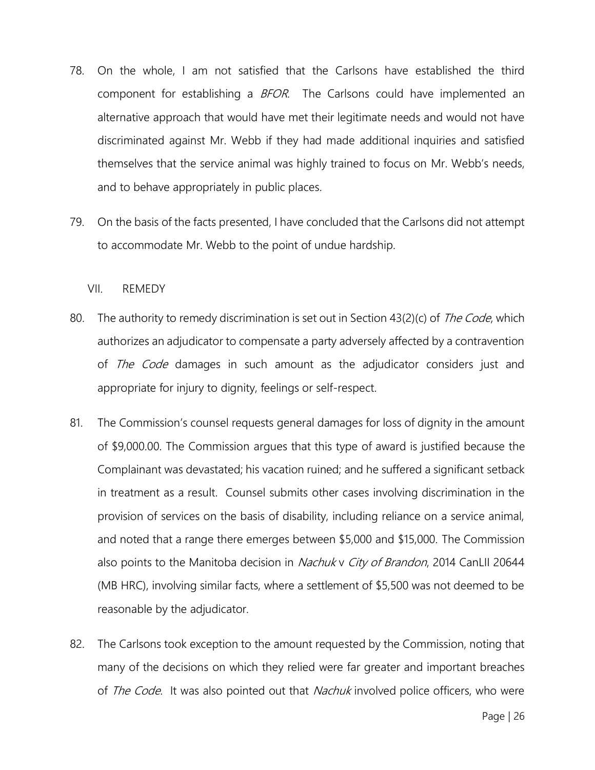78. On the whole, I am not satisfied that the Carlsons have established the third component for establishing a *BFOR*. The Carlsons could have implemented an alternative approach that would have met their legitimate needs and would not have discriminated against Mr. Webb if they had made additional inquiries and satisfied themselves that the service animal was highly trained to focus on Mr. Webb's needs, and to behave appropriately in public places.

79. On the basis of the facts presented, I have concluded that the Carlsons did not attempt to accommodate Mr. Webb to the point of undue hardship.

## VII. REMEDY

80. The authority to remedy discrimination is set out in Section 43(2)(c) of *The Code*, which authorizes an adjudicator to compensate a party adversely affected by a contravention of *The Code* damages in such amount as the adjudicator considers just and appropriate for injury to dignity, feelings or self-respect.

81. The Commission's counsel requests general damages for loss of dignity in the amount of $9,000.00. The Commission argues that this type of award is justified because the Complainant was devastated; his vacation ruined; and he suffered a significant setback in treatment as a result. Counsel submits other cases involving discrimination in the provision of services on the basis of disability, including reliance on a service animal, and noted that a range there emerges between $5,000 and $15,000. The Commission also points to the Manitoba decision in *Nachuk* v *City of Brandon*, 2014 CanLII 20644 (MB HRC), involving similar facts, where a settlement of $5,500 was not deemed to be reasonable by the adjudicator.

82. The Carlsons took exception to the amount requested by the Commission, noting that many of the decisions on which they relied were far greater and important breaches of *The Code*. It was also pointed out that *Nachuk* involved police officers, who were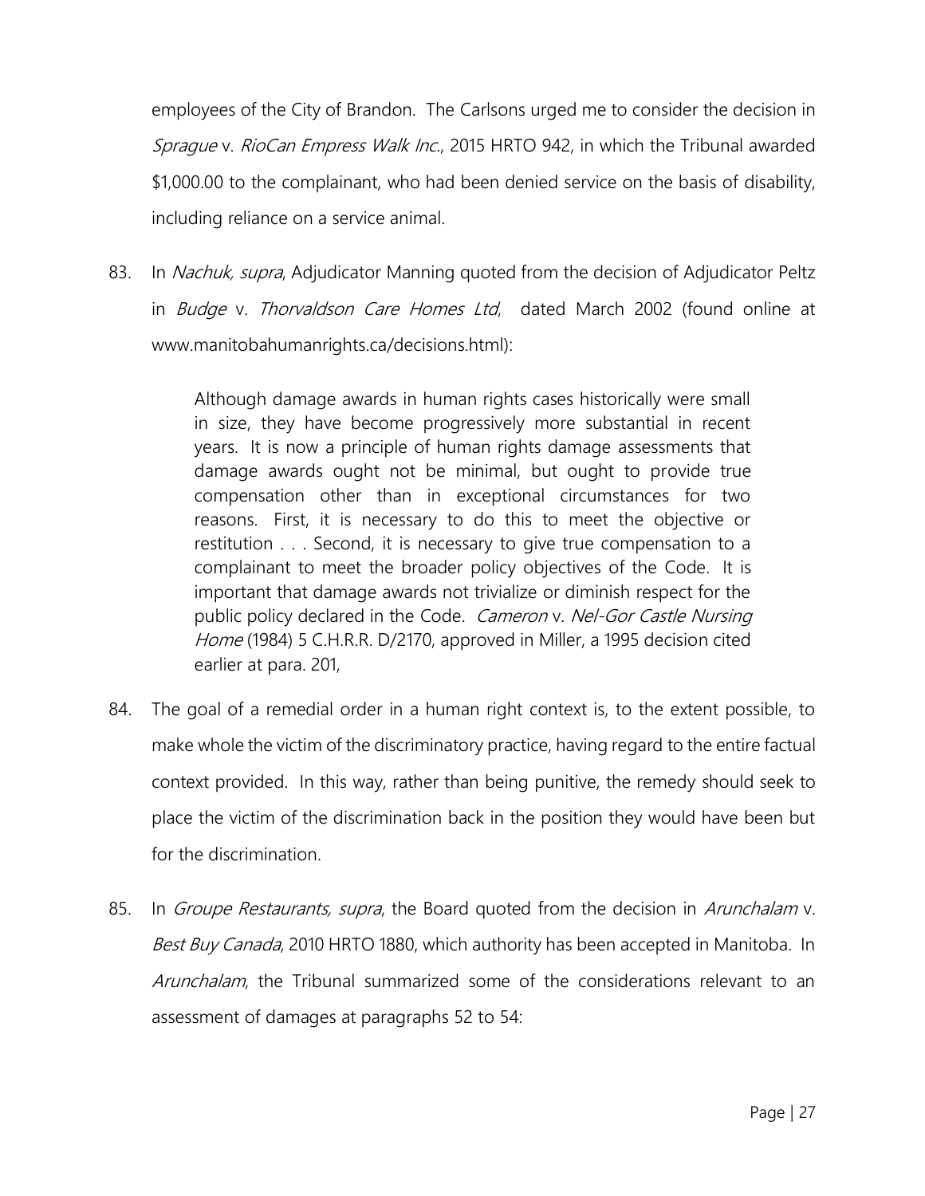employees of the City of Brandon. The Carlsons urged me to consider the decision in *Sprague* v. *RioCan Empress Walk Inc*., 2015 HRTO 942, in which the Tribunal awarded $1,000.00 to the complainant, who had been denied service on the basis of disability, including reliance on a service animal.

83. In *Nachuk, supra*, Adjudicator Manning quoted from the decision of Adjudicator Peltz in *Budge* v. *Thorvaldson Care Homes Ltd*, dated March 2002 (found online at www.manitobahumanrights.ca/decisions.html):

> Although damage awards in human rights cases historically were small in size, they have become progressively more substantial in recent years. It is now a principle of human rights damage assessments that damage awards ought not be minimal, but ought to provide true compensation other than in exceptional circumstances for two reasons. First, it is necessary to do this to meet the objective or restitution . . . Second, it is necessary to give true compensation to a complainant to meet the broader policy objectives of the Code. It is important that damage awards not trivialize or diminish respect for the public policy declared in the Code. *Cameron* v. *Nel-Gor Castle Nursing Home* (1984) 5 C.H.R.R. D/2170, approved in Miller, a 1995 decision cited earlier at para. 201,

84. The goal of a remedial order in a human right context is, to the extent possible, to make whole the victim of the discriminatory practice, having regard to the entire factual context provided. In this way, rather than being punitive, the remedy should seek to place the victim of the discrimination back in the position they would have been but for the discrimination.

85. In *Groupe Restaurants, supra*, the Board quoted from the decision in *Arunchalam* v. *Best Buy Canada*, 2010 HRTO 1880, which authority has been accepted in Manitoba. In *Arunchalam*, the Tribunal summarized some of the considerations relevant to an assessment of damages at paragraphs 52 to 54: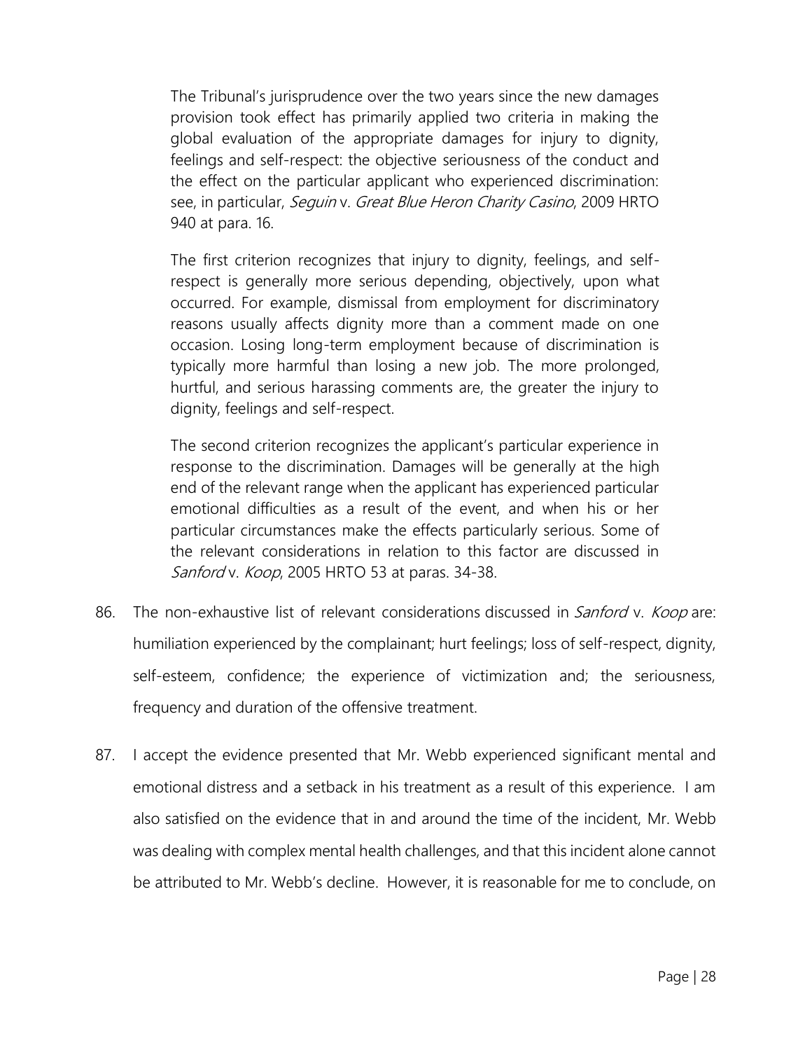> The Tribunal's jurisprudence over the two years since the new damages provision took effect has primarily applied two criteria in making the global evaluation of the appropriate damages for injury to dignity, feelings and self-respect: the objective seriousness of the conduct and the effect on the particular applicant who experienced discrimination: see, in particular, *Seguin* v. *Great Blue Heron Charity Casino*, 2009 HRTO 940 at para. 16.
>
> The first criterion recognizes that injury to dignity, feelings, and self-respect is generally more serious depending, objectively, upon what occurred. For example, dismissal from employment for discriminatory reasons usually affects dignity more than a comment made on one occasion. Losing long-term employment because of discrimination is typically more harmful than losing a new job. The more prolonged, hurtful, and serious harassing comments are, the greater the injury to dignity, feelings and self-respect.
>
> The second criterion recognizes the applicant's particular experience in response to the discrimination. Damages will be generally at the high end of the relevant range when the applicant has experienced particular emotional difficulties as a result of the event, and when his or her particular circumstances make the effects particularly serious. Some of the relevant considerations in relation to this factor are discussed in *Sanford* v. *Koop*, 2005 HRTO 53 at paras. 34-38.

86. The non-exhaustive list of relevant considerations discussed in *Sanford* v. *Koop* are: humiliation experienced by the complainant; hurt feelings; loss of self-respect, dignity, self-esteem, confidence; the experience of victimization and; the seriousness, frequency and duration of the offensive treatment.

87. I accept the evidence presented that Mr. Webb experienced significant mental and emotional distress and a setback in his treatment as a result of this experience. I am also satisfied on the evidence that in and around the time of the incident, Mr. Webb was dealing with complex mental health challenges, and that this incident alone cannot be attributed to Mr. Webb's decline. However, it is reasonable for me to conclude, on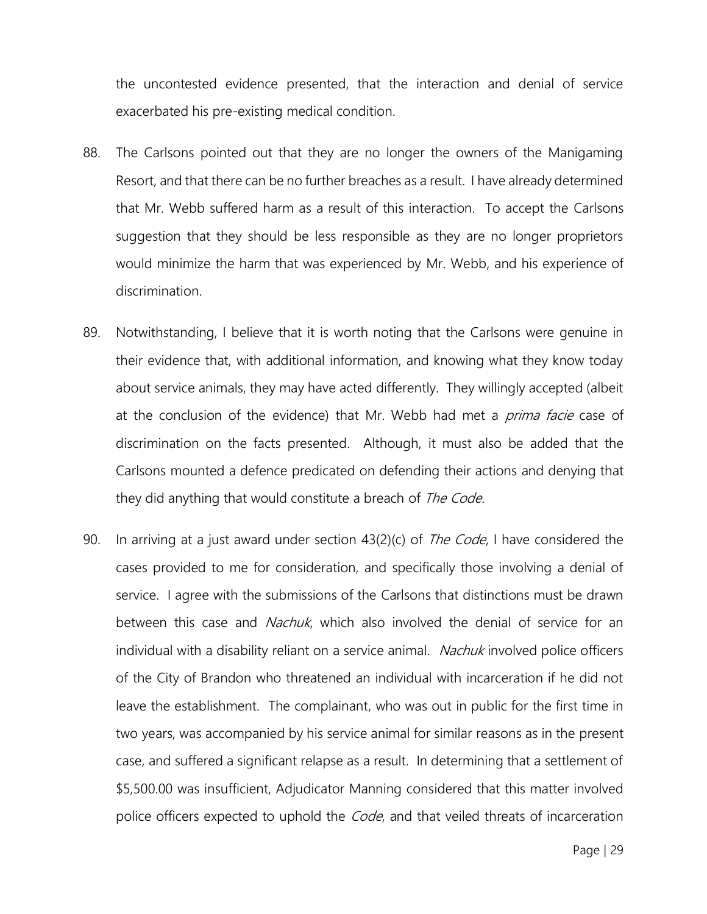the uncontested evidence presented, that the interaction and denial of service exacerbated his pre-existing medical condition.

88. The Carlsons pointed out that they are no longer the owners of the Manigaming Resort, and that there can be no further breaches as a result. I have already determined that Mr. Webb suffered harm as a result of this interaction. To accept the Carlsons suggestion that they should be less responsible as they are no longer proprietors would minimize the harm that was experienced by Mr. Webb, and his experience of discrimination.

89. Notwithstanding, I believe that it is worth noting that the Carlsons were genuine in their evidence that, with additional information, and knowing what they know today about service animals, they may have acted differently. They willingly accepted (albeit at the conclusion of the evidence) that Mr. Webb had met a *prima facie* case of discrimination on the facts presented. Although, it must also be added that the Carlsons mounted a defence predicated on defending their actions and denying that they did anything that would constitute a breach of *The Code*.

90. In arriving at a just award under section 43(2)(c) of *The Code*, I have considered the cases provided to me for consideration, and specifically those involving a denial of service. I agree with the submissions of the Carlsons that distinctions must be drawn between this case and *Nachuk*, which also involved the denial of service for an individual with a disability reliant on a service animal. *Nachuk* involved police officers of the City of Brandon who threatened an individual with incarceration if he did not leave the establishment. The complainant, who was out in public for the first time in two years, was accompanied by his service animal for similar reasons as in the present case, and suffered a significant relapse as a result. In determining that a settlement of \$5,500.00 was insufficient, Adjudicator Manning considered that this matter involved police officers expected to uphold the *Code*, and that veiled threats of incarceration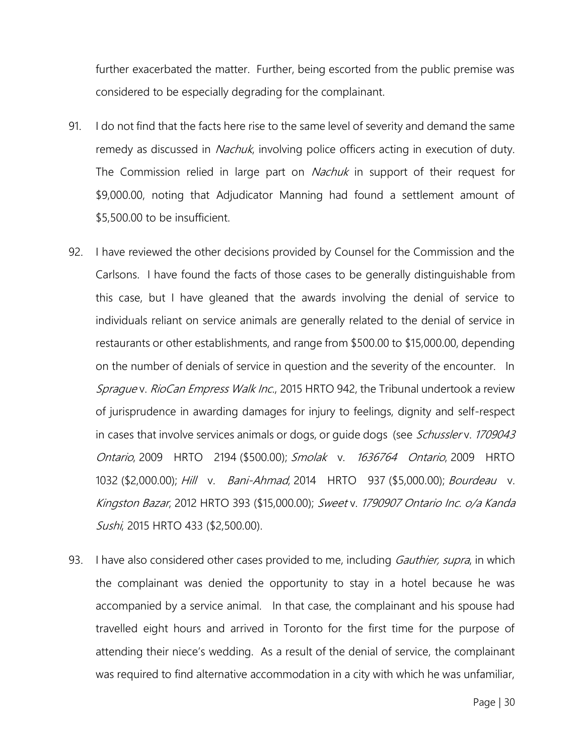further exacerbated the matter. Further, being escorted from the public premise was considered to be especially degrading for the complainant.

91. I do not find that the facts here rise to the same level of severity and demand the same remedy as discussed in *Nachuk*, involving police officers acting in execution of duty. The Commission relied in large part on *Nachuk* in support of their request for $9,000.00, noting that Adjudicator Manning had found a settlement amount of $5,500.00 to be insufficient.

92. I have reviewed the other decisions provided by Counsel for the Commission and the Carlsons. I have found the facts of those cases to be generally distinguishable from this case, but I have gleaned that the awards involving the denial of service to individuals reliant on service animals are generally related to the denial of service in restaurants or other establishments, and range from $500.00 to $15,000.00, depending on the number of denials of service in question and the severity of the encounter. In *Sprague* v. *RioCan Empress Walk Inc.*, 2015 HRTO 942, the Tribunal undertook a review of jurisprudence in awarding damages for injury to feelings, dignity and self-respect in cases that involve services animals or dogs, or guide dogs (see *Schussler* v. *1709043 Ontario*, 2009 HRTO 2194 ($500.00); *Smolak* v. *1636764 Ontario*, 2009 HRTO 1032 ($2,000.00); *Hill* v. *Bani-Ahmad*, 2014 HRTO 937 ($5,000.00); *Bourdeau* v. *Kingston Bazar*, 2012 HRTO 393 ($15,000.00); *Sweet* v. *1790907 Ontario Inc. o/a Kanda Sushi*, 2015 HRTO 433 ($2,500.00).

93. I have also considered other cases provided to me, including *Gauthier, supra*, in which the complainant was denied the opportunity to stay in a hotel because he was accompanied by a service animal. In that case, the complainant and his spouse had travelled eight hours and arrived in Toronto for the first time for the purpose of attending their niece's wedding. As a result of the denial of service, the complainant was required to find alternative accommodation in a city with which he was unfamiliar,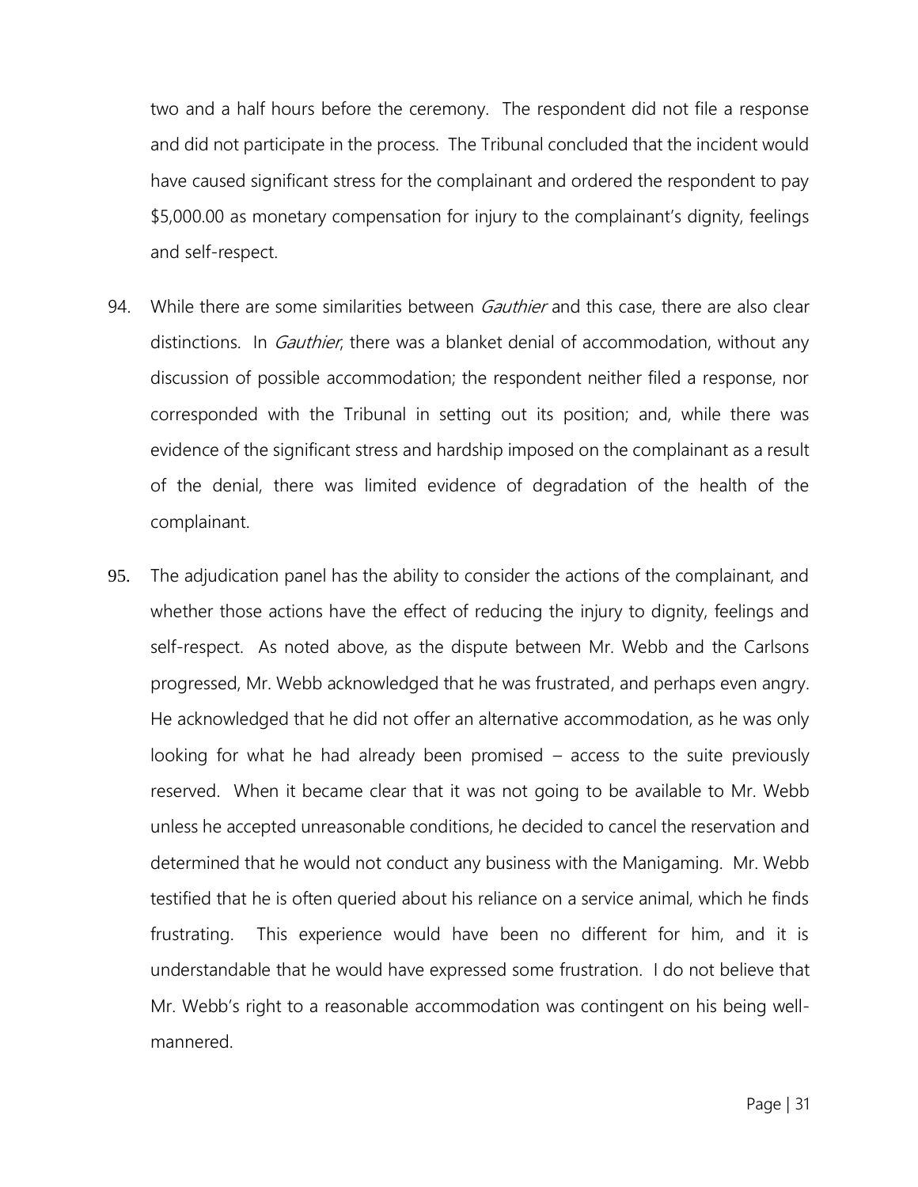two and a half hours before the ceremony. The respondent did not file a response and did not participate in the process. The Tribunal concluded that the incident would have caused significant stress for the complainant and ordered the respondent to pay $5,000.00 as monetary compensation for injury to the complainant's dignity, feelings and self-respect.

94. While there are some similarities between *Gauthier* and this case, there are also clear distinctions. In *Gauthier*, there was a blanket denial of accommodation, without any discussion of possible accommodation; the respondent neither filed a response, nor corresponded with the Tribunal in setting out its position; and, while there was evidence of the significant stress and hardship imposed on the complainant as a result of the denial, there was limited evidence of degradation of the health of the complainant.

95. The adjudication panel has the ability to consider the actions of the complainant, and whether those actions have the effect of reducing the injury to dignity, feelings and self-respect. As noted above, as the dispute between Mr. Webb and the Carlsons progressed, Mr. Webb acknowledged that he was frustrated, and perhaps even angry. He acknowledged that he did not offer an alternative accommodation, as he was only looking for what he had already been promised – access to the suite previously reserved. When it became clear that it was not going to be available to Mr. Webb unless he accepted unreasonable conditions, he decided to cancel the reservation and determined that he would not conduct any business with the Manigaming. Mr. Webb testified that he is often queried about his reliance on a service animal, which he finds frustrating. This experience would have been no different for him, and it is understandable that he would have expressed some frustration. I do not believe that Mr. Webb's right to a reasonable accommodation was contingent on his being well-mannered.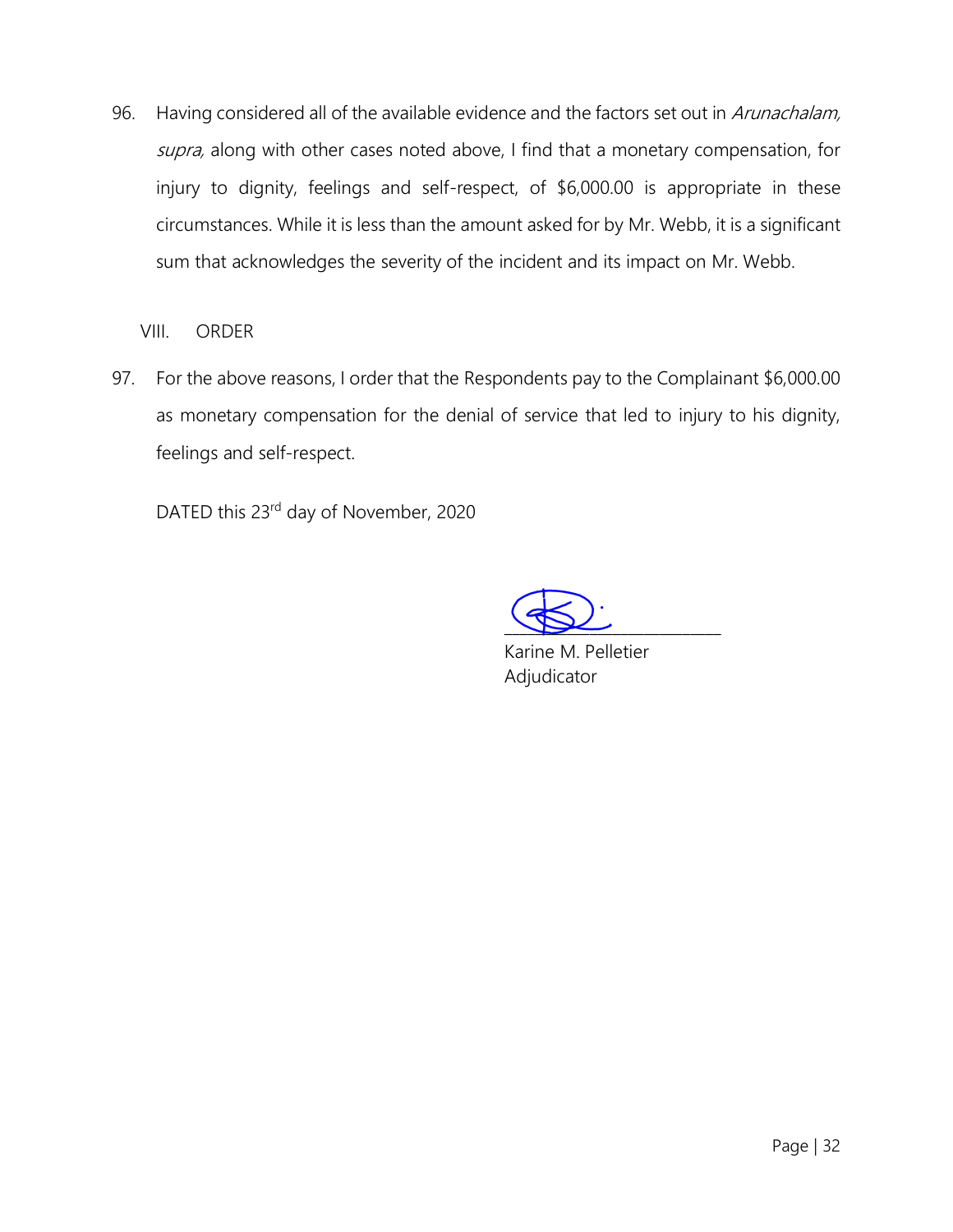96. Having considered all of the available evidence and the factors set out in *Arunachalam, supra,* along with other cases noted above, I find that a monetary compensation, for injury to dignity, feelings and self-respect, of $6,000.00 is appropriate in these circumstances. While it is less than the amount asked for by Mr. Webb, it is a significant sum that acknowledges the severity of the incident and its impact on Mr. Webb.

## VIII. ORDER

97. For the above reasons, I order that the Respondents pay to the Complainant $6,000.00 as monetary compensation for the denial of service that led to injury to his dignity, feelings and self-respect.

DATED this 23rd day of November, 2020

Karine M. Pelletier
Adjudicator